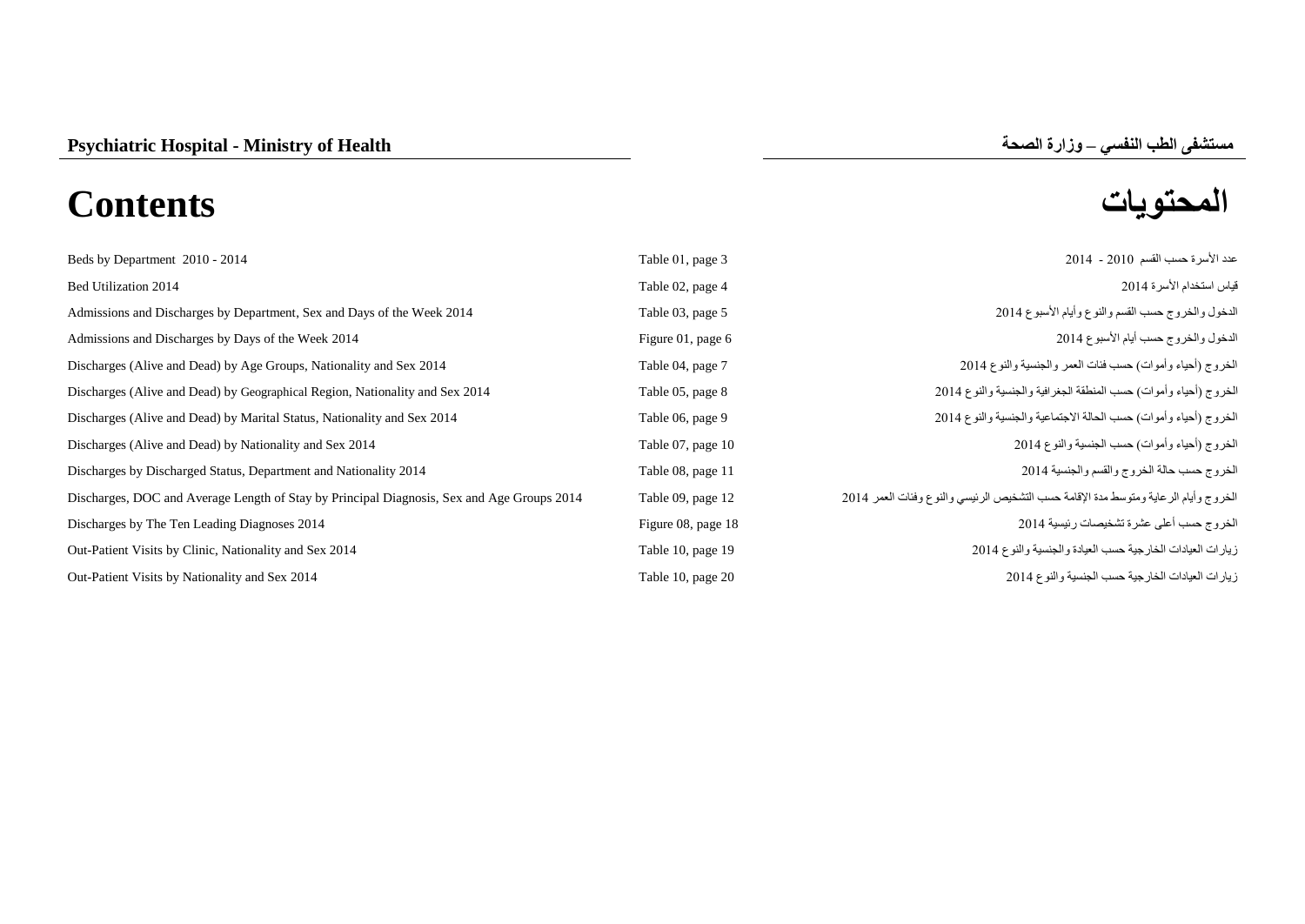**Psychiatric Hospital - Ministry of Health** | **مستشفى الطب النفسي – وزارة الصحة**

# Contents

# المحتويات

| | | |
|---|---|---|
| Beds by Department 2010 - 2014 | Table 01, page 3 | عدد الأسرة حسب القسم 2010 - 2014 |
| Bed Utilization 2014 | Table 02, page 4 | قياس استخدام الأسرة 2014 |
| Admissions and Discharges by Department, Sex and Days of the Week 2014 | Table 03, page 5 | الدخول والخروج حسب القسم والنوع وأيام الأسبوع 2014 |
| Admissions and Discharges by Days of the Week 2014 | Figure 01, page 6 | الدخول والخروج حسب أيام الأسبوع 2014 |
| Discharges (Alive and Dead) by Age Groups, Nationality and Sex 2014 | Table 04, page 7 | الخروج (أحياء وأموات) حسب فئات العمر والجنسية والنوع 2014 |
| Discharges (Alive and Dead) by Geographical Region, Nationality and Sex 2014 | Table 05, page 8 | الخروج (أحياء وأموات) حسب المنطقة الجغرافية والجنسية والنوع 2014 |
| Discharges (Alive and Dead) by Marital Status, Nationality and Sex 2014 | Table 06, page 9 | الخروج (أحياء وأموات) حسب الحالة الاجتماعية والجنسية والنوع 2014 |
| Discharges (Alive and Dead) by Nationality and Sex 2014 | Table 07, page 10 | الخروج (أحياء وأموات) حسب الجنسية والنوع 2014 |
| Discharges by Discharged Status, Department and Nationality 2014 | Table 08, page 11 | الخروج حسب حالة الخروج والقسم والجنسية 2014 |
| Discharges, DOC and Average Length of Stay by Principal Diagnosis, Sex and Age Groups 2014 | Table 09, page 12 | الخروج وأيام الرعاية ومتوسط مدة الإقامة حسب التشخيص الرئيسي والنوع وفئات العمر 2014 |
| Discharges by The Ten Leading Diagnoses 2014 | Figure 08, page 18 | الخروج حسب أعلى عشرة تشخيصات رئيسية 2014 |
| Out-Patient Visits by Clinic, Nationality and Sex 2014 | Table 10, page 19 | زيارات العيادات الخارجية حسب العيادة والجنسية والنوع 2014 |
| Out-Patient Visits by Nationality and Sex 2014 | Table 10, page 20 | زيارات العيادات الخارجية حسب الجنسية والنوع 2014 |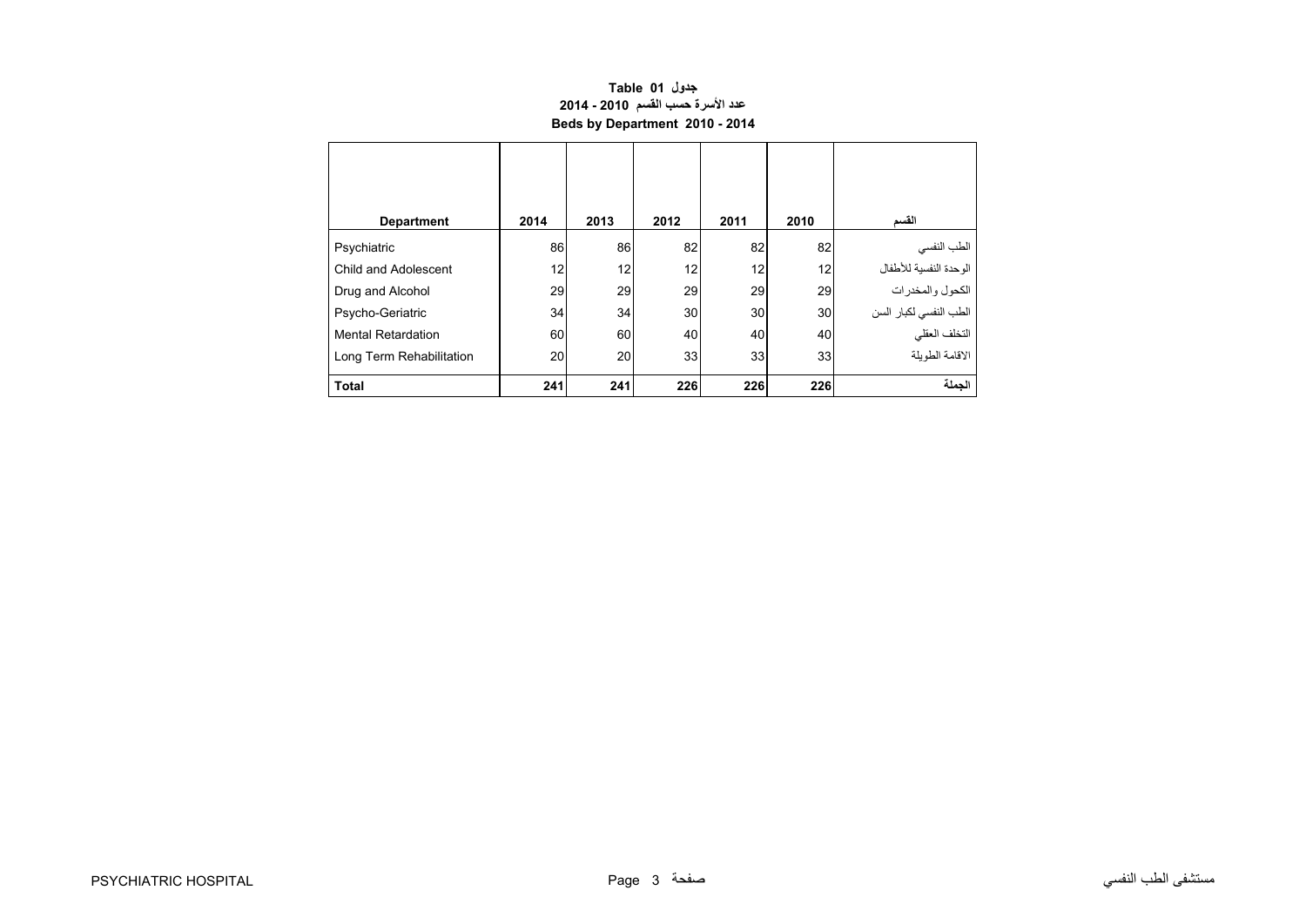**Table 01 جدول**

**عدد الأسرة حسب القسم 2010 - 2014**

**Beds by Department 2010 - 2014**

| Department | 2014 | 2013 | 2012 | 2011 | 2010 | القسم |
|---|---|---|---|---|---|---|
| Psychiatric | 86 | 86 | 82 | 82 | 82 | الطب النفسي |
| Child and Adolescent | 12 | 12 | 12 | 12 | 12 | الوحدة النفسية للأطفال |
| Drug and Alcohol | 29 | 29 | 29 | 29 | 29 | الكحول والمخدرات |
| Psycho-Geriatric | 34 | 34 | 30 | 30 | 30 | الطب النفسي لكبار السن |
| Mental Retardation | 60 | 60 | 40 | 40 | 40 | التخلف العقلي |
| Long Term Rehabilitation | 20 | 20 | 33 | 33 | 33 | الاقامة الطويلة |
| **Total** | **241** | **241** | **226** | **226** | **226** | **الجملة** |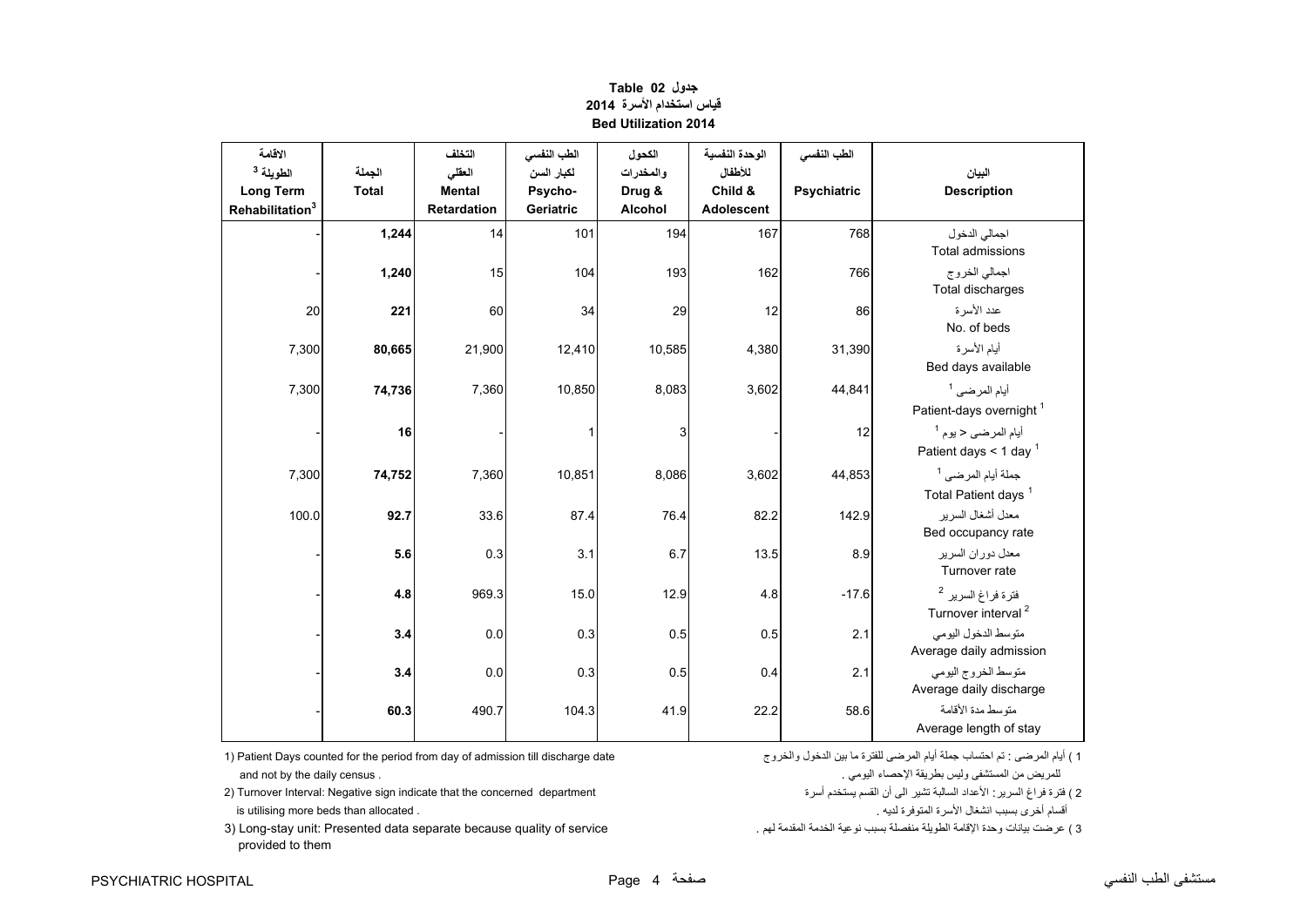**جدول 02 Table**

**قياس استخدام الأسرة 2014**

**Bed Utilization 2014**

| الاقامة الطويلة [3] Long Term Rehabilitation[3] | الجملة Total | التخلف العقلي Mental Retardation | الطب النفسي لكبار السن Psycho-Geriatric | الكحول والمخدرات Drug & Alcohol | الوحدة النفسية للأطفال Child & Adolescent | الطب النفسي Psychiatric | البيان Description |
|---|---|---|---|---|---|---|---|
| - | **1,244** | 14 | 101 | 194 | 167 | 768 | اجمالي الدخول Total admissions |
| - | **1,240** | 15 | 104 | 193 | 162 | 766 | اجمالي الخروج Total discharges |
| 20 | **221** | 60 | 34 | 29 | 12 | 86 | عدد الأسرة No. of beds |
| 7,300 | **80,665** | 21,900 | 12,410 | 10,585 | 4,380 | 31,390 | أيام الأسرة Bed days available |
| 7,300 | **74,736** | 7,360 | 10,850 | 8,083 | 3,602 | 44,841 | أيام المرضى [1] Patient-days overnight [1] |
| - | **16** | - | 1 | 3 | - | 12 | أيام المرضى < يوم [1] Patient days < 1 day [1] |
| 7,300 | **74,752** | 7,360 | 10,851 | 8,086 | 3,602 | 44,853 | جملة أيام المرضى [1] Total Patient days [1] |
| 100.0 | **92.7** | 33.6 | 87.4 | 76.4 | 82.2 | 142.9 | معدل أشغال السرير Bed occupancy rate |
| - | **5.6** | 0.3 | 3.1 | 6.7 | 13.5 | 8.9 | معدل دوران السرير Turnover rate |
| - | **4.8** | 969.3 | 15.0 | 12.9 | 4.8 | -17.6 | فترة فراغ السرير [2] Turnover interval [2] |
| - | **3.4** | 0.0 | 0.3 | 0.5 | 0.5 | 2.1 | متوسط الدخول اليومي Average daily admission |
| - | **3.4** | 0.0 | 0.3 | 0.5 | 0.4 | 2.1 | متوسط الخروج اليومي Average daily discharge |
| - | **60.3** | 490.7 | 104.3 | 41.9 | 22.2 | 58.6 | متوسط مدة الأقامة Average length of stay |

1) Patient Days counted for the period from day of admission till discharge date and not by the daily census .

2) Turnover Interval: Negative sign indicate that the concerned department is utilising more beds than allocated .

3) Long-stay unit: Presented data separate because quality of service provided to them

1 ) أيام المرضى : تم احتساب جملة أيام المرضى للفترة ما بين الدخول والخروج للمريض من المستشفى وليس بطريقة الإحصاء اليومي .

2 ) فترة فراغ السرير: الأعداد السالبة تشير الى أن القسم يستخدم أسرة أقسام أخرى بسبب انشغال الأسرة المتوفرة لديه .

3 ) عرضت بيانات وحدة الإقامة الطويلة منفصلة بسبب نوعية الخدمة المقدمة لهم .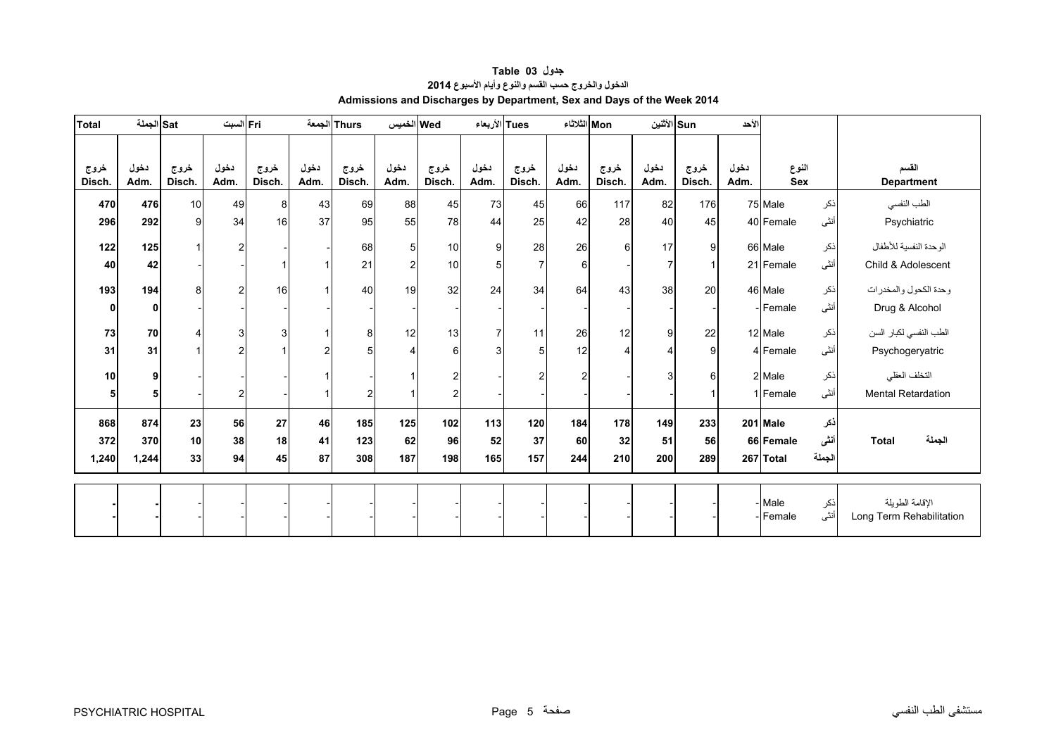# جدول Table 03

## الدخول والخروج حسب القسم والنوع وأيام الأسبوع 2014

## Admissions and Discharges by Department, Sex and Days of the Week 2014

| Total الجملة | | Sat السبت | | Fri الجمعة | | Thurs الخميس | | Wed الأربعاء | | Tues الثلاثاء | | Mon الأثنين | | Sun الأحد | | النوع Sex | | القسم Department |
|---|---|---|---|---|---|---|---|---|---|---|---|---|---|---|---|---|---|---|
| خروج Disch. | دخول Adm. | خروج Disch. | دخول Adm. | خروج Disch. | دخول Adm. | خروج Disch. | دخول Adm. | خروج Disch. | دخول Adm. | خروج Disch. | دخول Adm. | خروج Disch. | دخول Adm. | خروج Disch. | دخول Adm. | | | |
| **470** | **476** | 10 | 49 | 8 | 43 | 69 | 88 | 45 | 73 | 45 | 66 | 117 | 82 | 176 | 75 | Male | ذكر | الطب النفسي |
| **296** | **292** | 9 | 34 | 16 | 37 | 95 | 55 | 78 | 44 | 25 | 42 | 28 | 40 | 45 | 40 | Female | أنثى | Psychiatric |
| **122** | **125** | 1 | 2 | - | - | 68 | 5 | 10 | 9 | 28 | 26 | 6 | 17 | 9 | 66 | Male | ذكر | الوحدة النفسية للأطفال |
| **40** | **42** | - | - | 1 | 1 | 21 | 2 | 10 | 5 | 7 | 6 | - | 7 | 1 | 21 | Female | أنثى | Child & Adolescent |
| **193** | **194** | 8 | 2 | 16 | 1 | 40 | 19 | 32 | 24 | 34 | 64 | 43 | 38 | 20 | 46 | Male | ذكر | وحدة الكحول والمخدرات |
| **0** | **0** | - | - | - | - | - | - | - | - | - | - | - | - | - | - | Female | أنثى | Drug & Alcohol |
| **73** | **70** | 4 | 3 | 3 | 1 | 8 | 12 | 13 | 7 | 11 | 26 | 12 | 9 | 22 | 12 | Male | ذكر | الطب النفسي لكبار السن |
| **31** | **31** | 1 | 2 | 1 | 2 | 5 | 4 | 6 | 3 | 5 | 12 | 4 | 4 | 9 | 4 | Female | أنثى | Psychogeryatric |
| **10** | **9** | - | - | - | 1 | - | 1 | 2 | - | 2 | 2 | - | 3 | 6 | 2 | Male | ذكر | التخلف العقلي |
| **5** | **5** | - | 2 | - | 1 | 2 | 1 | 2 | - | - | - | - | - | 1 | 1 | Female | أنثى | Mental Retardation |
| **868** | **874** | **23** | **56** | **27** | **46** | **185** | **125** | **102** | **113** | **120** | **184** | **178** | **149** | **233** | **201** | **Male** | **ذكر** | |
| **372** | **370** | **10** | **38** | **18** | **41** | **123** | **62** | **96** | **52** | **37** | **60** | **32** | **51** | **56** | **66** | **Female** | **أنثى** | **Total الجملة** |
| **1,240** | **1,244** | **33** | **94** | **45** | **87** | **308** | **187** | **198** | **165** | **157** | **244** | **210** | **200** | **289** | **267** | **Total** | **الجملة** | |
| **-** | **-** | - | - | - | - | - | - | - | - | - | - | - | - | - | - | Male | ذكر | الإقامة الطويلة |
| **-** | **-** | - | - | - | - | - | - | - | - | - | - | - | - | - | - | Female | أنثى | Long Term Rehabilitation |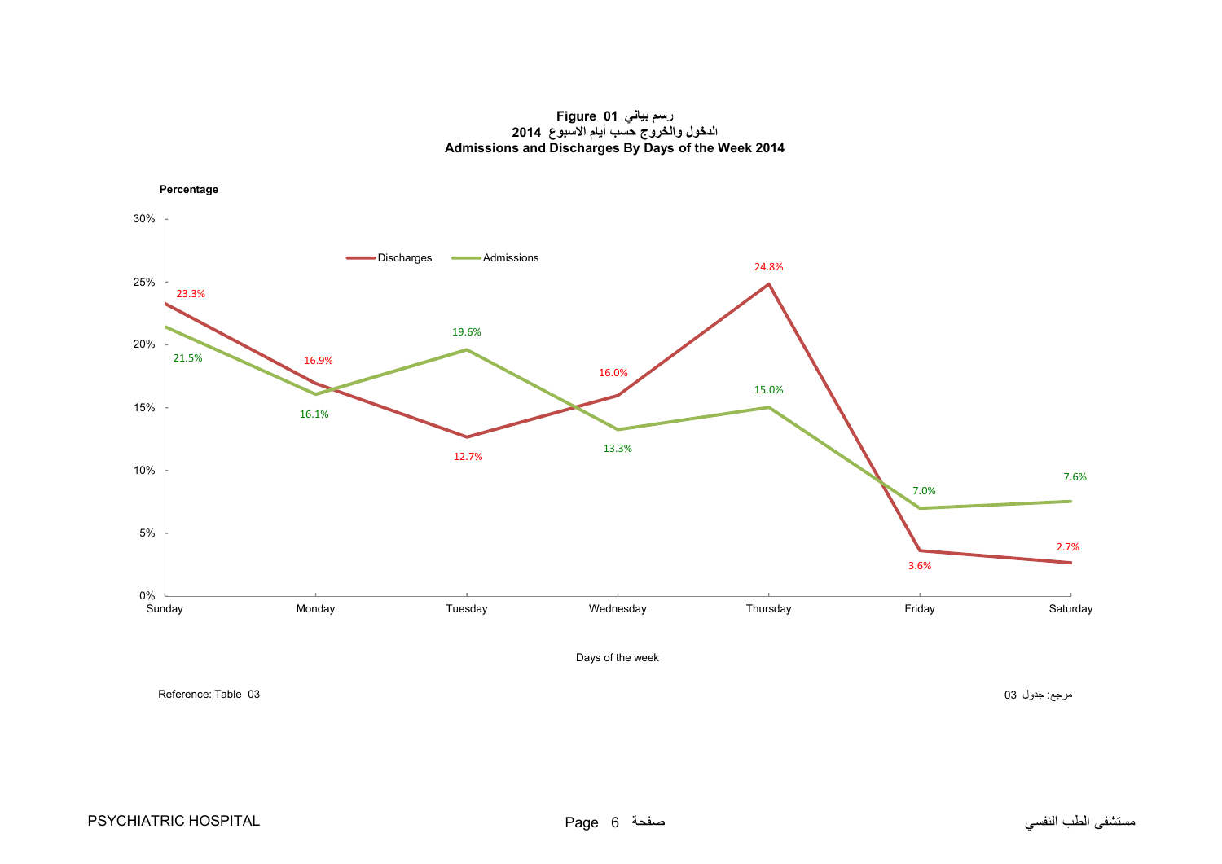**Figure 01 رسم بياني**

**الدخول والخروج حسب أيام الاسبوع 2014**

**Admissions and Discharges By Days of the Week 2014**

**Percentage**

| Days of the week | Discharges | Admissions |
|---|---|---|
| Sunday | 23.3% | 21.5% |
| Monday | 16.9% | 16.1% |
| Tuesday | 12.7% | 19.6% |
| Wednesday | 16.0% | 13.3% |
| Thursday | 24.8% | 15.0% |
| Friday | 3.6% | 7.0% |
| Saturday | 2.7% | 7.6% |

Reference: Table 03

مرجع: جدول 03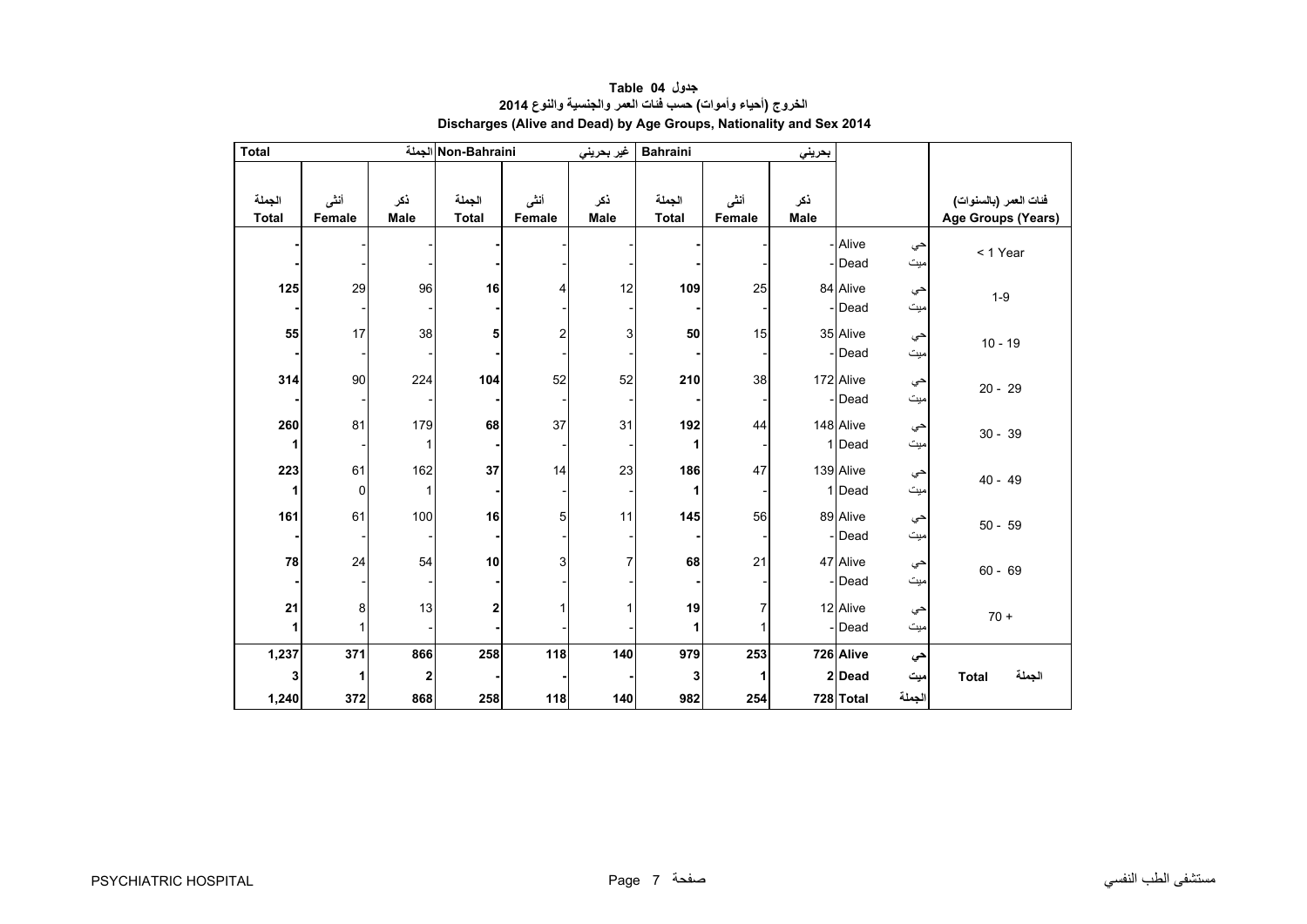**جدول Table 04**

**الخروج (أحياء وأموات) حسب فئات العمر والجنسية والنوع 2014**

**Discharges (Alive and Dead) by Age Groups, Nationality and Sex 2014**

| Total | | الجملة | Non-Bahraini | | غير بحريني | Bahraini | | بحريني | | | |
|---|---|---|---|---|---|---|---|---|---|---|---|
| الجملة Total | أنثى Female | ذكر Male | الجملة Total | أنثى Female | ذكر Male | الجملة Total | أنثى Female | ذكر Male | | | فئات العمر (بالسنوات) Age Groups (Years) |
| - | - | - | - | - | - | - | - | - | Alive | حي | < 1 Year |
| - | - | - | - | - | - | - | - | - | Dead | ميت | |
| 125 | 29 | 96 | 16 | 4 | 12 | 109 | 25 | 84 | Alive | حي | 1-9 |
| - | - | - | - | - | - | - | - | - | Dead | ميت | |
| 55 | 17 | 38 | 5 | 2 | 3 | 50 | 15 | 35 | Alive | حي | 10 - 19 |
| - | - | - | - | - | - | - | - | - | Dead | ميت | |
| 314 | 90 | 224 | 104 | 52 | 52 | 210 | 38 | 172 | Alive | حي | 20 - 29 |
| - | - | - | - | - | - | - | - | - | Dead | ميت | |
| 260 | 81 | 179 | 68 | 37 | 31 | 192 | 44 | 148 | Alive | حي | 30 - 39 |
| 1 | - | 1 | - | - | - | 1 | - | 1 | Dead | ميت | |
| 223 | 61 | 162 | 37 | 14 | 23 | 186 | 47 | 139 | Alive | حي | 40 - 49 |
| 1 | 0 | 1 | - | - | - | 1 | - | 1 | Dead | ميت | |
| 161 | 61 | 100 | 16 | 5 | 11 | 145 | 56 | 89 | Alive | حي | 50 - 59 |
| - | - | - | - | - | - | - | - | - | Dead | ميت | |
| 78 | 24 | 54 | 10 | 3 | 7 | 68 | 21 | 47 | Alive | حي | 60 - 69 |
| - | - | - | - | - | - | - | - | - | Dead | ميت | |
| 21 | 8 | 13 | 2 | 1 | 1 | 19 | 7 | 12 | Alive | حي | 70 + |
| 1 | 1 | - | - | - | - | 1 | 1 | - | Dead | ميت | |
| **1,237** | **371** | **866** | **258** | **118** | **140** | **979** | **253** | **726** | **Alive** | **حي** | **Total الجملة** |
| **3** | **1** | **2** | **-** | **-** | **-** | **3** | **1** | **2** | **Dead** | **ميت** | |
| **1,240** | **372** | **868** | **258** | **118** | **140** | **982** | **254** | **728** | **Total** | **الجملة** | |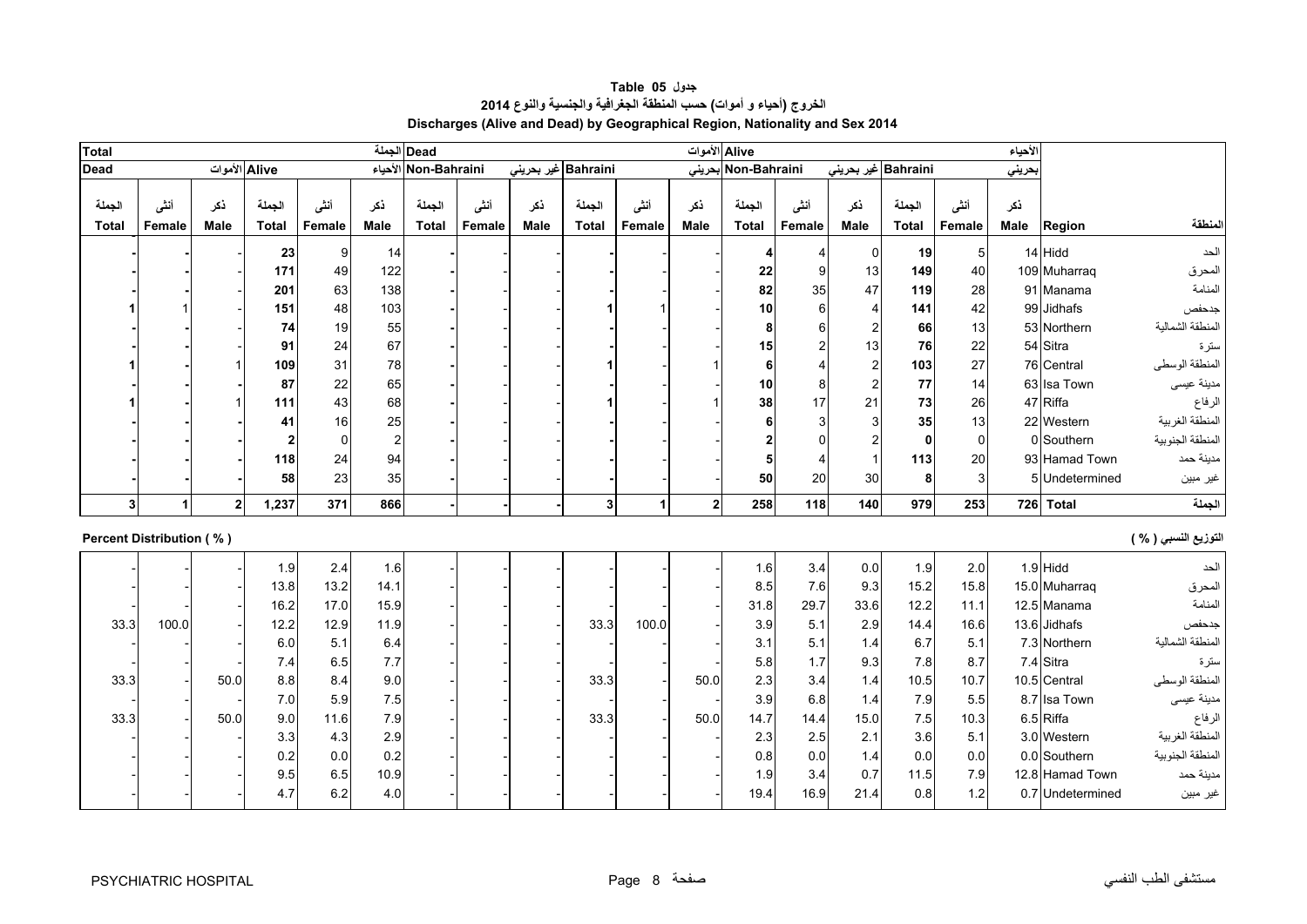# جدول 05 Table

## الخروج (أحياء و أموات) حسب المنطقة الجغرافية والجنسية والنوع 2014

## Discharges (Alive and Dead) by Geographical Region, Nationality and Sex 2014

| Total الجملة | | | | | | Dead الأموات | | | | | | Alive الأحياء | | | | | | | |
|---|---|---|---|---|---|---|---|---|---|---|---|---|---|---|---|---|---|---|---|
| Dead الأموات | | | Alive الأحياء | | | Non-Bahraini غير بحريني | | | Bahraini بحريني | | | Non-Bahraini غير بحريني | | | Bahraini بحريني | | | | |
| الجملة Total | أنثى Female | ذكر Male | الجملة Total | أنثى Female | ذكر Male | الجملة Total | أنثى Female | ذكر Male | الجملة Total | أنثى Female | ذكر Male | الجملة Total | أنثى Female | ذكر Male | الجملة Total | أنثى Female | ذكر Male | Region | المنطقة |
| - | - | - | 23 | 9 | 14 | - | - | - | - | - | - | 4 | 4 | 0 | 19 | 5 | 14 | Hidd | الحد |
| - | - | - | 171 | 49 | 122 | - | - | - | - | - | - | 22 | 9 | 13 | 149 | 40 | 109 | Muharraq | المحرق |
| - | - | - | 201 | 63 | 138 | - | - | - | - | - | - | 82 | 35 | 47 | 119 | 28 | 91 | Manama | المنامة |
| 1 | 1 | - | 151 | 48 | 103 | - | - | - | 1 | 1 | - | 10 | 6 | 4 | 141 | 42 | 99 | Jidhafs | جدحفص |
| - | - | - | 74 | 19 | 55 | - | - | - | - | - | - | 8 | 6 | 2 | 66 | 13 | 53 | Northern | المنطقة الشمالية |
| - | - | - | 91 | 24 | 67 | - | - | - | - | - | - | 15 | 2 | 13 | 76 | 22 | 54 | Sitra | سترة |
| 1 | - | 1 | 109 | 31 | 78 | - | - | - | 1 | - | 1 | 6 | 4 | 2 | 103 | 27 | 76 | Central | المنطقة الوسطى |
| - | - | - | 87 | 22 | 65 | - | - | - | - | - | - | 10 | 8 | 2 | 77 | 14 | 63 | Isa Town | مدينة عيسى |
| 1 | - | 1 | 111 | 43 | 68 | - | - | - | 1 | - | 1 | 38 | 17 | 21 | 73 | 26 | 47 | Riffa | الرفاع |
| - | - | - | 41 | 16 | 25 | - | - | - | - | - | - | 6 | 3 | 3 | 35 | 13 | 22 | Western | المنطقة الغربية |
| - | - | - | 2 | 0 | 2 | - | - | - | - | - | - | 2 | 0 | 2 | 0 | 0 | 0 | Southern | المنطقة الجنوبية |
| - | - | - | 118 | 24 | 94 | - | - | - | - | - | - | 5 | 4 | 1 | 113 | 20 | 93 | Hamad Town | مدينة حمد |
| - | - | - | 58 | 23 | 35 | - | - | - | - | - | - | 50 | 20 | 30 | 8 | 3 | 5 | Undetermined | غير مبين |
| 3 | 1 | 2 | 1,237 | 371 | 866 | - | - | - | 3 | 1 | 2 | 258 | 118 | 140 | 979 | 253 | 726 | Total | الجملة |

**Percent Distribution ( % )** — **التوزيع النسبي ( % )**

| الجملة Total | أنثى Female | ذكر Male | الجملة Total | أنثى Female | ذكر Male | الجملة Total | أنثى Female | ذكر Male | الجملة Total | أنثى Female | ذكر Male | الجملة Total | أنثى Female | ذكر Male | الجملة Total | أنثى Female | ذكر Male | Region | المنطقة |
|---|---|---|---|---|---|---|---|---|---|---|---|---|---|---|---|---|---|---|---|
| - | - | - | 1.9 | 2.4 | 1.6 | - | - | - | - | - | - | 1.6 | 3.4 | 0.0 | 1.9 | 2.0 | 1.9 | Hidd | الحد |
| - | - | - | 13.8 | 13.2 | 14.1 | - | - | - | - | - | - | 8.5 | 7.6 | 9.3 | 15.2 | 15.8 | 15.0 | Muharraq | المحرق |
| - | - | - | 16.2 | 17.0 | 15.9 | - | - | - | - | - | - | 31.8 | 29.7 | 33.6 | 12.2 | 11.1 | 12.5 | Manama | المنامة |
| 33.3 | 100.0 | - | 12.2 | 12.9 | 11.9 | - | - | - | 33.3 | 100.0 | - | 3.9 | 5.1 | 2.9 | 14.4 | 16.6 | 13.6 | Jidhafs | جدحفص |
| - | - | - | 6.0 | 5.1 | 6.4 | - | - | - | - | - | - | 3.1 | 5.1 | 1.4 | 6.7 | 5.1 | 7.3 | Northern | المنطقة الشمالية |
| - | - | - | 7.4 | 6.5 | 7.7 | - | - | - | - | - | - | 5.8 | 1.7 | 9.3 | 7.8 | 8.7 | 7.4 | Sitra | سترة |
| 33.3 | - | 50.0 | 8.8 | 8.4 | 9.0 | - | - | - | 33.3 | - | 50.0 | 2.3 | 3.4 | 1.4 | 10.5 | 10.7 | 10.5 | Central | المنطقة الوسطى |
| - | - | - | 7.0 | 5.9 | 7.5 | - | - | - | - | - | - | 3.9 | 6.8 | 1.4 | 7.9 | 5.5 | 8.7 | Isa Town | مدينة عيسى |
| 33.3 | - | 50.0 | 9.0 | 11.6 | 7.9 | - | - | - | 33.3 | - | 50.0 | 14.7 | 14.4 | 15.0 | 7.5 | 10.3 | 6.5 | Riffa | الرفاع |
| - | - | - | 3.3 | 4.3 | 2.9 | - | - | - | - | - | - | 2.3 | 2.5 | 2.1 | 3.6 | 5.1 | 3.0 | Western | المنطقة الغربية |
| - | - | - | 0.2 | 0.0 | 0.2 | - | - | - | - | - | - | 0.8 | 0.0 | 1.4 | 0.0 | 0.0 | 0.0 | Southern | المنطقة الجنوبية |
| - | - | - | 9.5 | 6.5 | 10.9 | - | - | - | - | - | - | 1.9 | 3.4 | 0.7 | 11.5 | 7.9 | 12.8 | Hamad Town | مدينة حمد |
| - | - | - | 4.7 | 6.2 | 4.0 | - | - | - | - | - | - | 19.4 | 16.9 | 21.4 | 0.8 | 1.2 | 0.7 | Undetermined | غير مبين |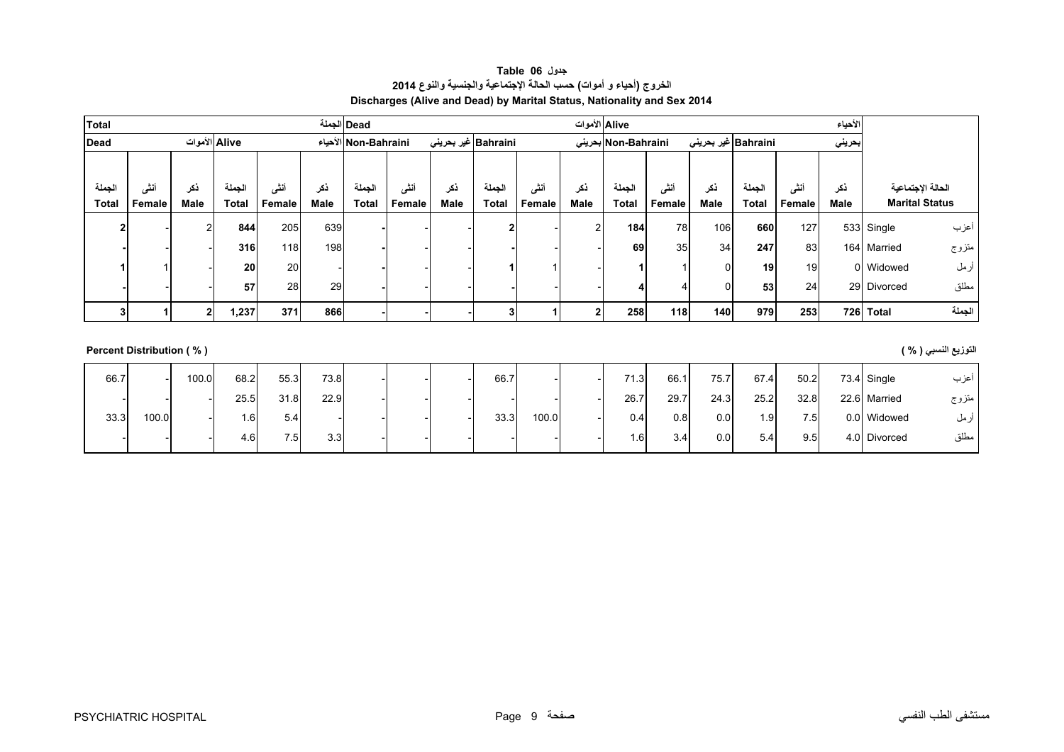**جدول 06 Table**

**الخروج (أحياء و أموات) حسب الحالة الإجتماعية والجنسية والنوع 2014**

**Discharges (Alive and Dead) by Marital Status, Nationality and Sex 2014**

| Total | | | | | الجملة | Dead | | | | | الأموات | Alive | | | | | الأحياء | | |
|---|---|---|---|---|---|---|---|---|---|---|---|---|---|---|---|---|---|---|---|
| Dead | | الأموات | Alive | | الأحياء | Non-Bahraini | | غير بحريني | Bahraini | | بحريني | Non-Bahraini | | غير بحريني | Bahraini | | بحريني | | |
| الجملة Total | أنثى Female | ذكر Male | الجملة Total | أنثى Female | ذكر Male | الجملة Total | أنثى Female | ذكر Male | الجملة Total | أنثى Female | ذكر Male | الجملة Total | أنثى Female | ذكر Male | الجملة Total | أنثى Female | ذكر Male | الحالة الإجتماعية Marital Status | |
| **2** | - | 2 | **844** | 205 | 639 | **-** | - | - | **2** | - | 2 | **184** | 78 | 106 | **660** | 127 | 533 | Single | أعزب |
| **-** | - | - | **316** | 118 | 198 | **-** | - | - | **-** | - | - | **69** | 35 | 34 | **247** | 83 | 164 | Married | متزوج |
| **1** | 1 | - | **20** | 20 | - | **-** | - | - | **1** | 1 | - | **1** | 1 | 0 | **19** | 19 | 0 | Widowed | أرمل |
| **-** | - | - | **57** | 28 | 29 | **-** | - | - | **-** | - | - | **4** | 4 | 0 | **53** | 24 | 29 | Divorced | مطلق |
| **3** | **1** | **2** | **1,237** | **371** | **866** | **-** | **-** | **-** | **3** | **1** | **2** | **258** | **118** | **140** | **979** | **253** | **726** | **Total** | **الجملة** |

**Percent Distribution ( % )** **التوزيع النسبي ( % )**

| | | | | | | | | | | | | | | | | | | | |
|---|---|---|---|---|---|---|---|---|---|---|---|---|---|---|---|---|---|---|---|
| 66.7 | - | 100.0 | 68.2 | 55.3 | 73.8 | - | - | - | 66.7 | - | - | 71.3 | 66.1 | 75.7 | 67.4 | 50.2 | 73.4 | Single | أعزب |
| - | - | - | 25.5 | 31.8 | 22.9 | - | - | - | - | - | - | 26.7 | 29.7 | 24.3 | 25.2 | 32.8 | 22.6 | Married | متزوج |
| 33.3 | 100.0 | - | 1.6 | 5.4 | - | - | - | - | 33.3 | 100.0 | - | 0.4 | 0.8 | 0.0 | 1.9 | 7.5 | 0.0 | Widowed | أرمل |
| - | - | - | 4.6 | 7.5 | 3.3 | - | - | - | - | - | - | 1.6 | 3.4 | 0.0 | 5.4 | 9.5 | 4.0 | Divorced | مطلق |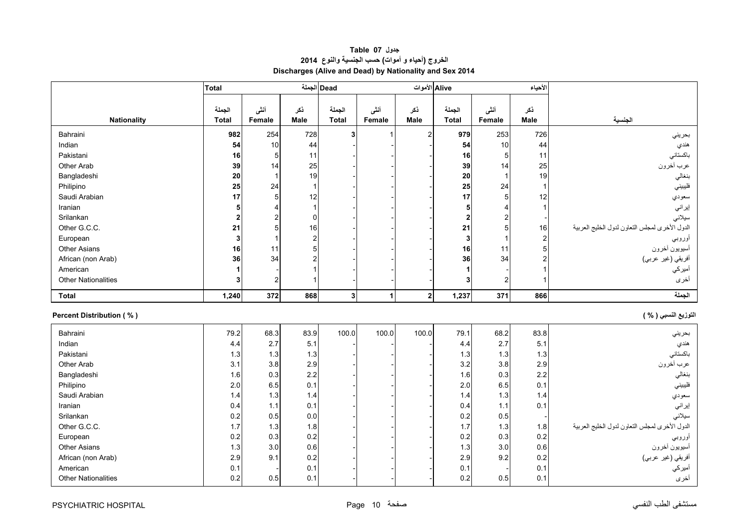# جدول Table 07

## الخروج (أحياء و أموات) حسب الجنسية والنوع 2014

## Discharges (Alive and Dead) by Nationality and Sex 2014

| | Total | | الجملة | Dead | | الأموات | Alive | | الأحياء | |
|---|---|---|---|---|---|---|---|---|---|---|
| **Nationality** | الجملة **Total** | أنثى **Female** | ذكر **Male** | الجملة **Total** | أنثى **Female** | ذكر **Male** | الجملة **Total** | أنثى **Female** | ذكر **Male** | **الجنسية** |
| Bahraini | **982** | 254 | 728 | 3 | 1 | 2 | 979 | 253 | 726 | بحريني |
| Indian | **54** | 10 | 44 | - | - | - | 54 | 10 | 44 | هندي |
| Pakistani | **16** | 5 | 11 | - | - | - | 16 | 5 | 11 | باكستاني |
| Other Arab | **39** | 14 | 25 | - | - | - | 39 | 14 | 25 | عرب آخرون |
| Bangladeshi | **20** | 1 | 19 | - | - | - | 20 | 1 | 19 | بنغالي |
| Philipino | **25** | 24 | 1 | - | - | - | 25 | 24 | 1 | فليبيني |
| Saudi Arabian | **17** | 5 | 12 | - | - | - | 17 | 5 | 12 | سعودي |
| Iranian | **5** | 4 | 1 | - | - | - | 5 | 4 | 1 | إيراني |
| Srilankan | **2** | 2 | 0 | - | - | - | 2 | 2 | - | سيلاني |
| Other G.C.C. | **21** | 5 | 16 | - | - | - | 21 | 5 | 16 | الدول الأخرى لمجلس التعاون لدول الخليج العربية |
| European | **3** | 1 | 2 | - | - | - | 3 | 1 | 2 | أوروبي |
| Other Asians | **16** | 11 | 5 | - | - | - | 16 | 11 | 5 | أسيويون آخرون |
| African (non Arab) | **36** | 34 | 2 | - | - | - | 36 | 34 | 2 | أفريقي (غير عربي) |
| American | **1** | - | 1 | - | - | - | 1 | - | 1 | أميركي |
| Other Nationalities | **3** | 2 | 1 | - | - | - | 3 | 2 | 1 | أخرى |
| **Total** | **1,240** | **372** | **868** | **3** | **1** | **2** | **1,237** | **371** | **866** | **الجملة** |

**Percent Distribution ( % )** **التوزيع النسبي ( % )**

| Nationality | Total | Female | Male | Total | Female | Male | Total | Female | Male | الجنسية |
|---|---|---|---|---|---|---|---|---|---|---|
| Bahraini | 79.2 | 68.3 | 83.9 | 100.0 | 100.0 | 100.0 | 79.1 | 68.2 | 83.8 | بحريني |
| Indian | 4.4 | 2.7 | 5.1 | - | - | - | 4.4 | 2.7 | 5.1 | هندي |
| Pakistani | 1.3 | 1.3 | 1.3 | - | - | - | 1.3 | 1.3 | 1.3 | باكستاني |
| Other Arab | 3.1 | 3.8 | 2.9 | - | - | - | 3.2 | 3.8 | 2.9 | عرب آخرون |
| Bangladeshi | 1.6 | 0.3 | 2.2 | - | - | - | 1.6 | 0.3 | 2.2 | بنغالي |
| Philipino | 2.0 | 6.5 | 0.1 | - | - | - | 2.0 | 6.5 | 0.1 | فليبيني |
| Saudi Arabian | 1.4 | 1.3 | 1.4 | - | - | - | 1.4 | 1.3 | 1.4 | سعودي |
| Iranian | 0.4 | 1.1 | 0.1 | - | - | - | 0.4 | 1.1 | 0.1 | إيراني |
| Srilankan | 0.2 | 0.5 | 0.0 | - | - | - | 0.2 | 0.5 | - | سيلاني |
| Other G.C.C. | 1.7 | 1.3 | 1.8 | - | - | - | 1.7 | 1.3 | 1.8 | الدول الأخرى لمجلس التعاون لدول الخليج العربية |
| European | 0.2 | 0.3 | 0.2 | - | - | - | 0.2 | 0.3 | 0.2 | أوروبي |
| Other Asians | 1.3 | 3.0 | 0.6 | - | - | - | 1.3 | 3.0 | 0.6 | أسيويون آخرون |
| African (non Arab) | 2.9 | 9.1 | 0.2 | - | - | - | 2.9 | 9.2 | 0.2 | أفريقي (غير عربي) |
| American | 0.1 | - | 0.1 | - | - | - | 0.1 | - | 0.1 | أميركي |
| Other Nationalities | 0.2 | 0.5 | 0.1 | - | - | - | 0.2 | 0.5 | 0.1 | أخرى |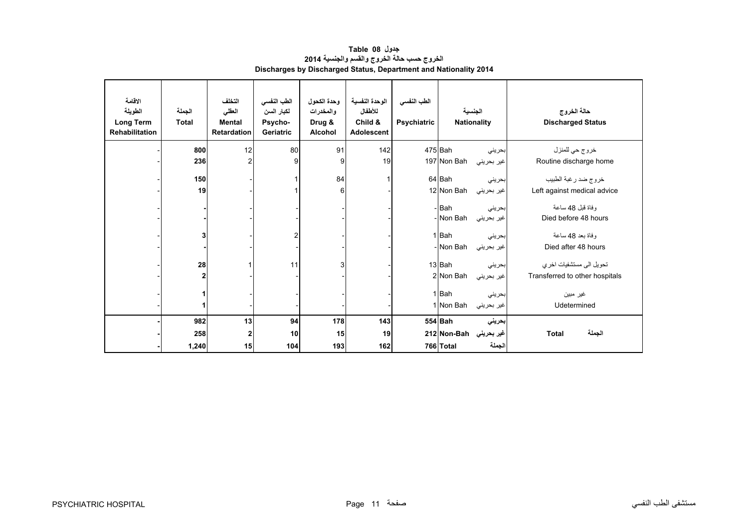**جدول 08 Table**

**الخروج حسب حالة الخروج والقسم والجنسية 2014**

**Discharges by Discharged Status, Department and Nationality 2014**

| الاقامة الطويلة Long Term Rehabilitation | الجملة Total | التخلف العقلي Mental Retardation | الطب النفسي لكبار السن Psycho-Geriatric | وحدة الكحول والمخدرات Drug & Alcohol | الوحدة النفسية للأطفال Child & Adolescent | الطب النفسي Psychiatric | الجنسية Nationality | | حالة الخروج Discharged Status |
|---|---|---|---|---|---|---|---|---|---|
| - | **800** | 12 | 80 | 91 | 142 | 475 | Bah | بحريني | خروج حي للمنزل |
| - | **236** | 2 | 9 | 9 | 19 | 197 | Non Bah | غير بحريني | Routine discharge home |
| - | **150** | - | 1 | 84 | 1 | 64 | Bah | بحريني | خروج ضد رغبة الطبيب |
| - | **19** | - | 1 | 6 | - | 12 | Non Bah | غير بحريني | Left against medical advice |
| - | **-** | - | - | - | - | - | Bah | بحريني | وفاة قبل 48 ساعة |
| - | **-** | - | - | - | - | - | Non Bah | غير بحريني | Died before 48 hours |
| - | **3** | - | 2 | - | - | 1 | Bah | بحريني | وفاة بعد 48 ساعة |
| - | **-** | - | - | - | - | - | Non Bah | غير بحريني | Died after 48 hours |
| - | **28** | 1 | 11 | 3 | - | 13 | Bah | بحريني | تحويل الى مستشفيات اخري |
| - | **2** | - | - | - | - | 2 | Non Bah | غير بحريني | Transferred to other hospitals |
| - | **1** | - | - | - | - | 1 | Bah | بحريني | غير مبين |
| - | **1** | - | - | - | - | 1 | Non Bah | غير بحريني | Udetermined |
| **-** | **982** | **13** | **94** | **178** | **143** | **554** | **Bah** | **بحريني** | |
| **-** | **258** | **2** | **10** | **15** | **19** | **212** | **Non-Bah** | **غير بحريني** | **Total الجملة** |
| **-** | **1,240** | **15** | **104** | **193** | **162** | **766** | **Total** | **الجملة** | |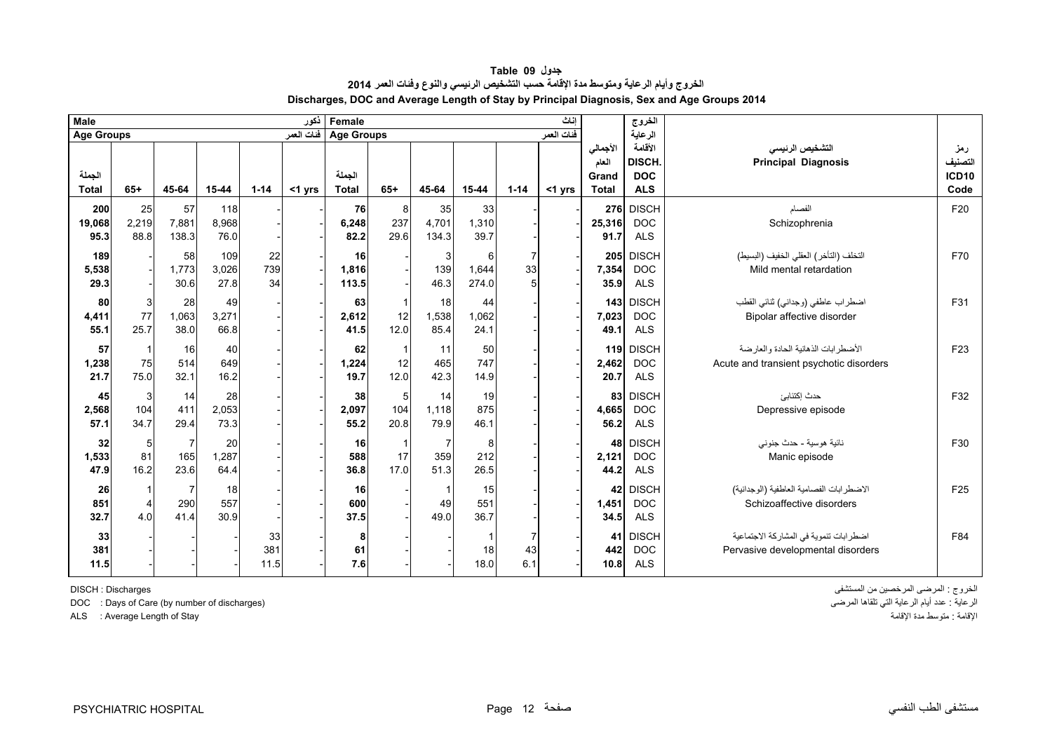# جدول Table 09

## الخروج وأيام الرعاية ومتوسط مدة الإقامة حسب التشخيص الرئيسي والنوع وفئات العمر 2014

## Discharges, DOC and Average Length of Stay by Principal Diagnosis, Sex and Age Groups 2014

| Male ذكور | | | | | | Female إناث | | | | | | | | | |
|---|---|---|---|---|---|---|---|---|---|---|---|---|---|---|---|
| Age Groups فئات العمر | | | | | | Age Groups فئات العمر | | | | | | | | | |
| الجملة Total | 65+ | 45-64 | 15-44 | 1-14 | <1 yrs | الجملة Total | 65+ | 45-64 | 15-44 | 1-14 | <1 yrs | الأجمالي العام Grand Total | الخروج الرعاية الأقامة DISCH. DOC ALS | التشخيص الرئيسي Principal Diagnosis | رمز التصنيف ICD10 Code |
| **200** | 25 | 57 | 118 | - | - | **76** | 8 | 35 | 33 | - | - | **276** | DISCH | الفصام | F20 |
| **19,068** | 2,219 | 7,881 | 8,968 | - | - | **6,248** | 237 | 4,701 | 1,310 | - | - | **25,316** | DOC | Schizophrenia | |
| **95.3** | 88.8 | 138.3 | 76.0 | - | - | **82.2** | 29.6 | 134.3 | 39.7 | - | - | **91.7** | ALS | | |
| **189** | - | 58 | 109 | 22 | - | **16** | - | 3 | 6 | 7 | - | **205** | DISCH | التخلف (التأخر) العقلي الخفيف (البسيط) | F70 |
| **5,538** | - | 1,773 | 3,026 | 739 | - | **1,816** | - | 139 | 1,644 | 33 | - | **7,354** | DOC | Mild mental retardation | |
| **29.3** | - | 30.6 | 27.8 | 34 | - | **113.5** | - | 46.3 | 274.0 | 5 | - | **35.9** | ALS | | |
| **80** | 3 | 28 | 49 | - | - | **63** | 1 | 18 | 44 | - | - | **143** | DISCH | اضطراب عاطفي (وجداني) ثنائي القطب | F31 |
| **4,411** | 77 | 1,063 | 3,271 | - | - | **2,612** | 12 | 1,538 | 1,062 | - | - | **7,023** | DOC | Bipolar affective disorder | |
| **55.1** | 25.7 | 38.0 | 66.8 | - | - | **41.5** | 12.0 | 85.4 | 24.1 | - | - | **49.1** | ALS | | |
| **57** | 1 | 16 | 40 | - | - | **62** | 1 | 11 | 50 | - | - | **119** | DISCH | الأضطرابات الذهانية الحادة والعارضة | F23 |
| **1,238** | 75 | 514 | 649 | - | - | **1,224** | 12 | 465 | 747 | - | - | **2,462** | DOC | Acute and transient psychotic disorders | |
| **21.7** | 75.0 | 32.1 | 16.2 | - | - | **19.7** | 12.0 | 42.3 | 14.9 | - | - | **20.7** | ALS | | |
| **45** | 3 | 14 | 28 | - | - | **38** | 5 | 14 | 19 | - | - | **83** | DISCH | حدث إكتئابي | F32 |
| **2,568** | 104 | 411 | 2,053 | - | - | **2,097** | 104 | 1,118 | 875 | - | - | **4,665** | DOC | Depressive episode | |
| **57.1** | 34.7 | 29.4 | 73.3 | - | - | **55.2** | 20.8 | 79.9 | 46.1 | - | - | **56.2** | ALS | | |
| **32** | 5 | 7 | 20 | - | - | **16** | 1 | 7 | 8 | - | - | **48** | DISCH | نائبة هوسية - حدث جنوني | F30 |
| **1,533** | 81 | 165 | 1,287 | - | - | **588** | 17 | 359 | 212 | - | - | **2,121** | DOC | Manic episode | |
| **47.9** | 16.2 | 23.6 | 64.4 | - | - | **36.8** | 17.0 | 51.3 | 26.5 | - | - | **44.2** | ALS | | |
| **26** | 1 | 7 | 18 | - | - | **16** | - | 1 | 15 | - | - | **42** | DISCH | الاضطرابات الفصامية العاطفية (الوجدانية) | F25 |
| **851** | 4 | 290 | 557 | - | - | **600** | - | 49 | 551 | - | - | **1,451** | DOC | Schizoaffective disorders | |
| **32.7** | 4.0 | 41.4 | 30.9 | - | - | **37.5** | - | 49.0 | 36.7 | - | - | **34.5** | ALS | | |
| **33** | - | - | - | 33 | - | **8** | - | - | 1 | 7 | - | **41** | DISCH | اضطرابات تنموية في المشاركة الاجتماعية | F84 |
| **381** | - | - | - | 381 | - | **61** | - | - | 18 | 43 | - | **442** | DOC | Pervasive developmental disorders | |
| **11.5** | - | - | - | 11.5 | - | **7.6** | - | - | 18.0 | 6.1 | - | **10.8** | ALS | | |

DISCH : Discharges — الخروج : المرضى المرخصين من المستشفى

DOC : Days of Care (by number of discharges) — الرعاية : عدد أيام الرعاية التي تلقاها المرضى

ALS : Average Length of Stay — الإقامة : متوسط مدة الإقامة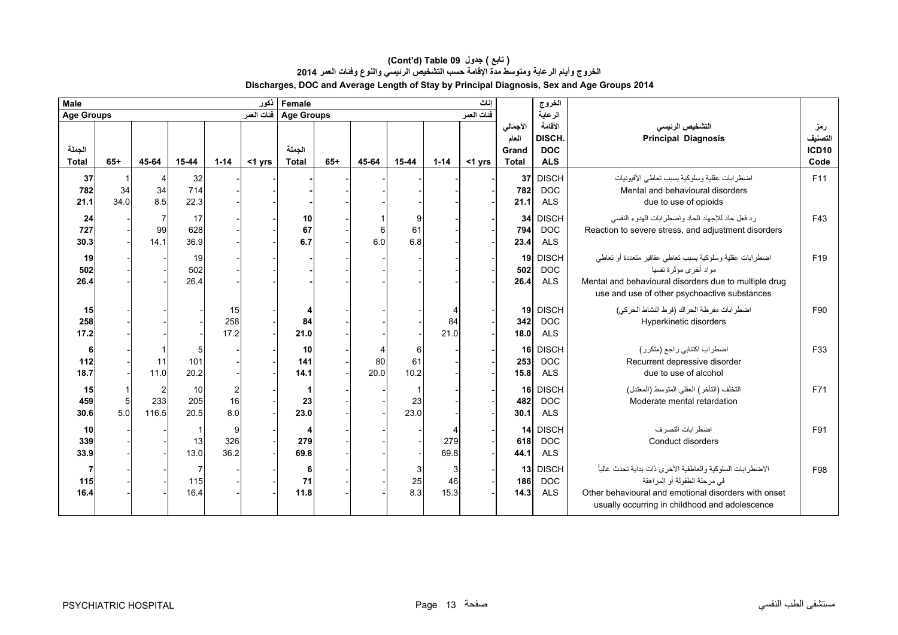# (Cont'd) Table 09 ( تابع ) جدول

## الخروج وأيام الرعاية ومتوسط مدة الإقامة حسب التشخيص الرئيسي والنوع وفئات العمر 2014

## Discharges, DOC and Average Length of Stay by Principal Diagnosis, Sex and Age Groups 2014

| Male ذكور | | | | | | Female إناث | | | | | | | | | |
|---|---|---|---|---|---|---|---|---|---|---|---|---|---|---|---|
| Age Groups فئات العمر | | | | | | Age Groups فئات العمر | | | | | | | | | |
| الجملة Total | 65+ | 45-64 | 15-44 | 1-14 | <1 yrs | الجملة Total | 65+ | 45-64 | 15-44 | 1-14 | <1 yrs | الأجمالي العام Grand Total | الخروج الرعاية الأقامة DISCH. DOC ALS | التشخيص الرئيسي Principal Diagnosis | رمز التصنيف ICD10 Code |
| 37 | 1 | 4 | 32 | - | - | - | - | - | - | - | - | 37 | DISCH | اضطرابات عقلية وسلوكية بسبب تعاطي الأفيونيات | F11 |
| 782 | 34 | 34 | 714 | - | - | - | - | - | - | - | - | 782 | DOC | Mental and behavioural disorders | |
| 21.1 | 34.0 | 8.5 | 22.3 | - | - | - | - | - | - | - | - | 21.1 | ALS | due to use of opioids | |
| 24 | - | 7 | 17 | - | - | 10 | - | 1 | 9 | - | - | 34 | DISCH | رد فعل حاد للإجهاد الحاد واضطرابات الهدوء النفسي | F43 |
| 727 | - | 99 | 628 | - | - | 67 | - | 6 | 61 | - | - | 794 | DOC | Reaction to severe stress, and adjustment disorders | |
| 30.3 | - | 14.1 | 36.9 | - | - | 6.7 | - | 6.0 | 6.8 | - | - | 23.4 | ALS | | |
| 19 | - | - | 19 | - | - | - | - | - | - | - | - | 19 | DISCH | اضطرابات عقلية وسلوكية بسبب تعاطي عقاقير متعددة أو تعاطي مواد أخرى مؤثرة نفسيا | F19 |
| 502 | - | - | 502 | - | - | - | - | - | - | - | - | 502 | DOC | Mental and behavioural disorders due to multiple drug | |
| 26.4 | - | - | 26.4 | - | - | - | - | - | - | - | - | 26.4 | ALS | use and use of other psychoactive substances | |
| 15 | - | - | - | 15 | - | 4 | - | - | - | 4 | - | 19 | DISCH | اضطرابات مفرطة الحراك (فرط النشاط الحركي) | F90 |
| 258 | - | - | - | 258 | - | 84 | - | - | - | 84 | - | 342 | DOC | Hyperkinetic disorders | |
| 17.2 | - | - | - | 17.2 | - | 21.0 | - | - | - | 21.0 | - | 18.0 | ALS | | |
| 6 | - | 1 | 5 | - | - | 10 | - | 4 | 6 | - | - | 16 | DISCH | اضطراب اكتئابي راجع (متكرر) | F33 |
| 112 | - | 11 | 101 | - | - | 141 | - | 80 | 61 | - | - | 253 | DOC | Recurrent depressive disorder | |
| 18.7 | - | 11.0 | 20.2 | - | - | 14.1 | - | 20.0 | 10.2 | - | - | 15.8 | ALS | due to use of alcohol | |
| 15 | 1 | 2 | 10 | 2 | - | 1 | - | - | 1 | - | - | 16 | DISCH | التخلف (التأخر) العقلي المتوسط (المعتدل) | F71 |
| 459 | 5 | 233 | 205 | 16 | - | 23 | - | - | 23 | - | - | 482 | DOC | Moderate mental retardation | |
| 30.6 | 5.0 | 116.5 | 20.5 | 8.0 | - | 23.0 | - | - | 23.0 | - | - | 30.1 | ALS | | |
| 10 | - | - | 1 | 9 | - | 4 | - | - | - | 4 | - | 14 | DISCH | اضطرابات التصرف | F91 |
| 339 | - | - | 13 | 326 | - | 279 | - | - | - | 279 | - | 618 | DOC | Conduct disorders | |
| 33.9 | - | - | 13.0 | 36.2 | - | 69.8 | - | - | - | 69.8 | - | 44.1 | ALS | | |
| 7 | - | - | 7 | - | - | 6 | - | - | 3 | 3 | - | 13 | DISCH | الاضطرابات السلوكية والعاطفية الأخرى ذات بداية تحدث غالباً في مرحلة الطفولة أو المراهقة | F98 |
| 115 | - | - | 115 | - | - | 71 | - | - | 25 | 46 | - | 186 | DOC | Other behavioural and emotional disorders with onset | |
| 16.4 | - | - | 16.4 | - | - | 11.8 | - | - | 8.3 | 15.3 | - | 14.3 | ALS | usually occurring in childhood and adolescence | |

PSYCHIATRIC HOSPITAL مستشفى الطب النفسي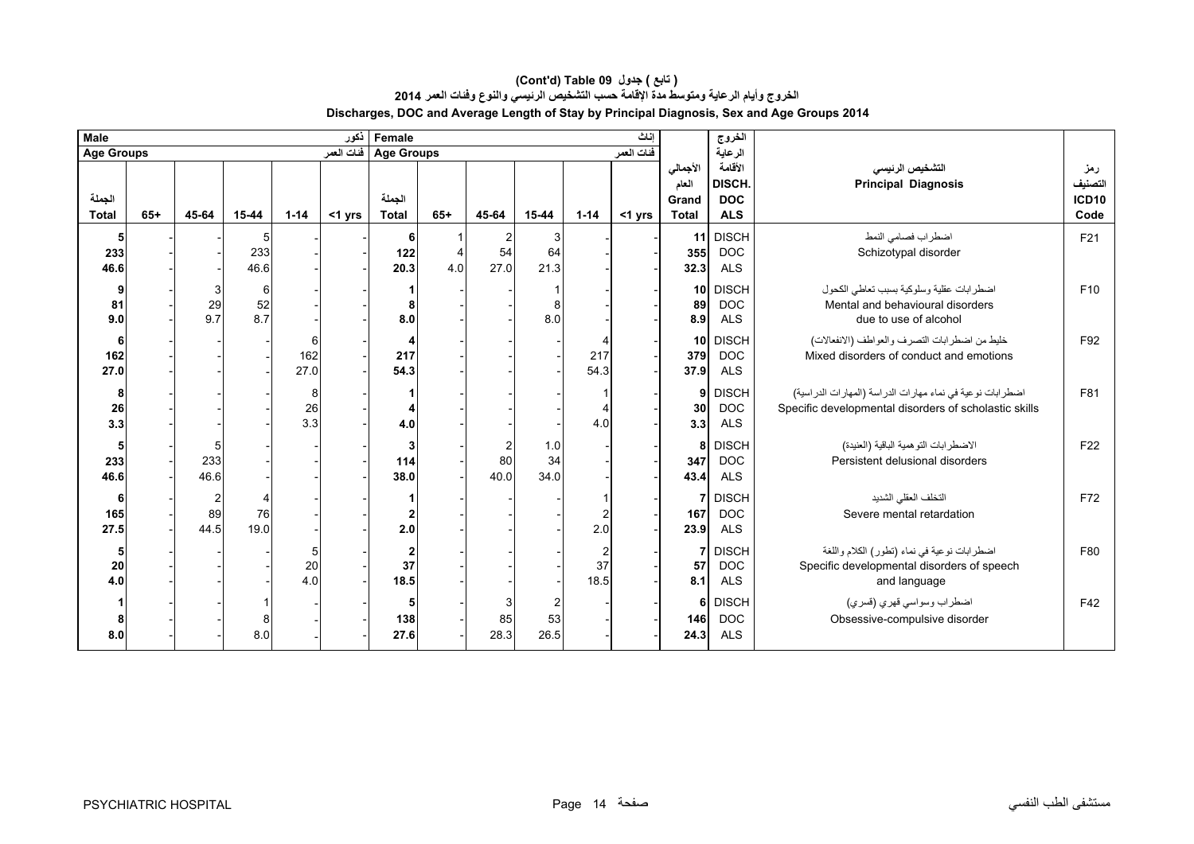# (Cont'd) Table 09 جدول ( تابع )

## الخروج وأيام الرعاية ومتوسط مدة الإقامة حسب التشخيص الرئيسي والنوع وفئات العمر 2014

## Discharges, DOC and Average Length of Stay by Principal Diagnosis, Sex and Age Groups 2014

| Male ذكور | | | | | | Female إناث | | | | | | | الخروج الرعاية الأقامة | | |
|---|---|---|---|---|---|---|---|---|---|---|---|---|---|---|---|
| Age Groups فئات العمر | | | | | | Age Groups فئات العمر | | | | | | | | | |
| الجملة Total | 65+ | 45-64 | 15-44 | 1-14 | <1 yrs | الجملة Total | 65+ | 45-64 | 15-44 | 1-14 | <1 yrs | الأجمالي العام Grand Total | DISCH. DOC ALS | التشخيص الرئيسي Principal Diagnosis | رمز التصنيف ICD10 Code |
| 5 | - | - | 5 | - | - | 6 | 1 | 2 | 3 | - | - | 11 | DISCH | اضطراب فصامي النمط Schizotypal disorder | F21 |
| 233 | - | - | 233 | - | - | 122 | 4 | 54 | 64 | - | - | 355 | DOC | | |
| 46.6 | - | - | 46.6 | - | - | 20.3 | 4.0 | 27.0 | 21.3 | - | - | 32.3 | ALS | | |
| 9 | - | 3 | 6 | - | - | 1 | - | - | 1 | - | - | 10 | DISCH | اضطرابات عقلية وسلوكية بسبب تعاطي الكحول Mental and behavioural disorders due to use of alcohol | F10 |
| 81 | - | 29 | 52 | - | - | 8 | - | - | 8 | - | - | 89 | DOC | | |
| 9.0 | - | 9.7 | 8.7 | - | - | 8.0 | - | - | 8.0 | - | - | 8.9 | ALS | | |
| 6 | - | - | - | 6 | - | 4 | - | - | - | 4 | - | 10 | DISCH | خليط من اضطرابات التصرف والعواطف (الانفعالات) Mixed disorders of conduct and emotions | F92 |
| 162 | - | - | - | 162 | - | 217 | - | - | - | 217 | - | 379 | DOC | | |
| 27.0 | - | - | - | 27.0 | - | 54.3 | - | - | - | 54.3 | - | 37.9 | ALS | | |
| 8 | - | - | - | 8 | - | 1 | - | - | - | 1 | - | 9 | DISCH | اضطرابات نوعية في نماء مهارات الدراسة (المهارات الدراسية) Specific developmental disorders of scholastic skills | F81 |
| 26 | - | - | - | 26 | - | 4 | - | - | - | 4 | - | 30 | DOC | | |
| 3.3 | - | - | - | 3.3 | - | 4.0 | - | - | - | 4.0 | - | 3.3 | ALS | | |
| 5 | - | 5 | - | - | - | 3 | - | 2 | 1.0 | - | - | 8 | DISCH | الاضطرابات التوهمية الباقية (العنيدة) Persistent delusional disorders | F22 |
| 233 | - | 233 | - | - | - | 114 | - | 80 | 34 | - | - | 347 | DOC | | |
| 46.6 | - | 46.6 | - | - | - | 38.0 | - | 40.0 | 34.0 | - | - | 43.4 | ALS | | |
| 6 | - | 2 | 4 | - | - | 1 | - | - | - | 1 | - | 7 | DISCH | التخلف العقلي الشديد Severe mental retardation | F72 |
| 165 | - | 89 | 76 | - | - | 2 | - | - | - | 2 | - | 167 | DOC | | |
| 27.5 | - | 44.5 | 19.0 | - | - | 2.0 | - | - | - | 2.0 | - | 23.9 | ALS | | |
| 5 | - | - | - | 5 | - | 2 | - | - | - | 2 | - | 7 | DISCH | اضطرابات نوعية في نماء (تطور) الكلام واللغة Specific developmental disorders of speech and language | F80 |
| 20 | - | - | - | 20 | - | 37 | - | - | - | 37 | - | 57 | DOC | | |
| 4.0 | - | - | - | 4.0 | - | 18.5 | - | - | - | 18.5 | - | 8.1 | ALS | | |
| 1 | - | - | 1 | - | - | 5 | - | 3 | 2 | - | - | 6 | DISCH | اضطراب وسواسي قهري (قسري) Obsessive-compulsive disorder | F42 |
| 8 | - | - | 8 | - | - | 138 | - | 85 | 53 | - | - | 146 | DOC | | |
| 8.0 | - | - | 8.0 | - | - | 27.6 | - | 28.3 | 26.5 | - | - | 24.3 | ALS | | |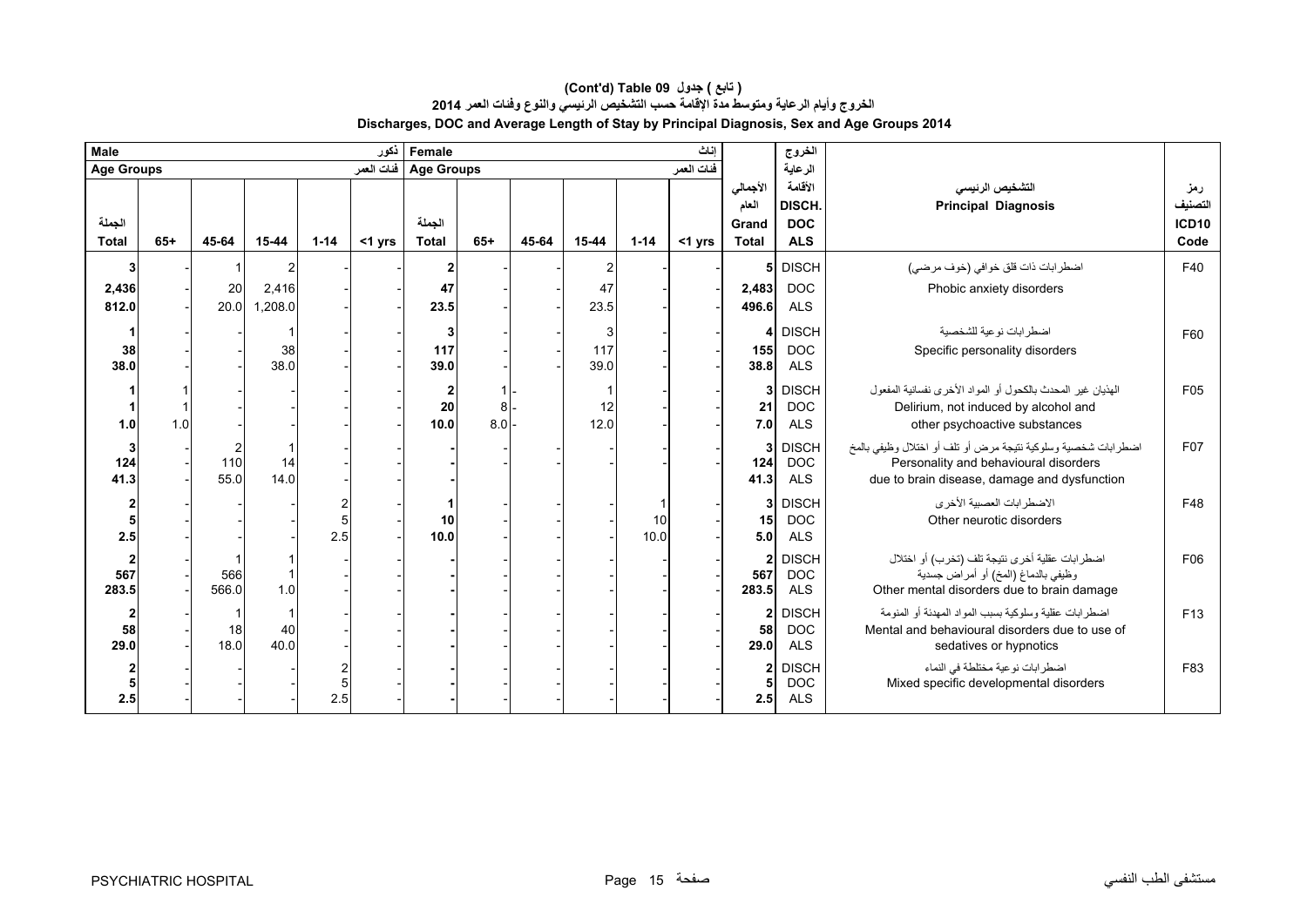**(Cont'd) Table 09 جدول ( تابع )**

**الخروج وأيام الرعاية ومتوسط مدة الإقامة حسب التشخيص الرئيسي والنوع وفئات العمر 2014**

**Discharges, DOC and Average Length of Stay by Principal Diagnosis, Sex and Age Groups 2014**

| Male ذكور | | | | | | Female إناث | | | | | | | الخروج | | |
|---|---|---|---|---|---|---|---|---|---|---|---|---|---|---|---|
| Age Groups فئات العمر | | | | | | Age Groups فئات العمر | | | | | | | الرعاية | | |
| الجملة Total | 65+ | 45-64 | 15-44 | 1-14 | <1 yrs | الجملة Total | 65+ | 45-64 | 15-44 | 1-14 | <1 yrs | الأجمالي العام Grand Total | الأقامة DISCH. DOC ALS | التشخيص الرئيسي Principal Diagnosis | رمز التصنيف ICD10 Code |
| 3 | - | 1 | 2 | - | - | 2 | - | - | 2 | - | - | 5 | DISCH | اضطرابات ذات قلق خوافي (خوف مرضي) | F40 |
| 2,436 | - | 20 | 2,416 | - | - | 47 | - | - | 47 | - | - | 2,483 | DOC | Phobic anxiety disorders | |
| 812.0 | - | 20.0 | 1,208.0 | - | - | 23.5 | - | - | 23.5 | - | - | 496.6 | ALS | | |
| 1 | - | - | 1 | - | - | 3 | - | - | 3 | - | - | 4 | DISCH | اضطرابات نوعية للشخصية | F60 |
| 38 | - | - | 38 | - | - | 117 | - | - | 117 | - | - | 155 | DOC | Specific personality disorders | |
| 38.0 | - | - | 38.0 | - | - | 39.0 | - | - | 39.0 | - | - | 38.8 | ALS | | |
| 1 | 1 | - | - | - | - | 2 | 1 | - | 1 | - | - | 3 | DISCH | الهذيان غير المحدث بالكحول أو المواد الأخرى نفسانية المفعول | F05 |
| 1 | 1 | - | - | - | - | 20 | 8 | - | 12 | - | - | 21 | DOC | Delirium, not induced by alcohol and | |
| 1.0 | 1.0 | - | - | - | - | 10.0 | 8.0 | - | 12.0 | - | - | 7.0 | ALS | other psychoactive substances | |
| 3 | - | 2 | 1 | - | - | - | - | - | - | - | - | 3 | DISCH | اضطرابات شخصية وسلوكية نتيجة مرض أو تلف أو اختلال وظيفي بالمخ | F07 |
| 124 | - | 110 | 14 | - | - | - | - | - | - | - | - | 124 | DOC | Personality and behavioural disorders | |
| 41.3 | - | 55.0 | 14.0 | - | - | - | | | | | | 41.3 | ALS | due to brain disease, damage and dysfunction | |
| 2 | - | - | - | 2 | - | 1 | - | - | - | 1 | - | 3 | DISCH | الاضطرابات العصبية الأخرى | F48 |
| 5 | - | - | - | 5 | - | 10 | - | - | - | 10 | - | 15 | DOC | Other neurotic disorders | |
| 2.5 | - | - | - | 2.5 | - | 10.0 | - | - | - | 10.0 | - | 5.0 | ALS | | |
| 2 | - | 1 | 1 | - | - | - | - | - | - | - | - | 2 | DISCH | اضطرابات عقلية أخرى نتيجة تلف (تخرب) أو اختلال وظيفي بالدماغ (المخ) أو أمراض جسدية | F06 |
| 567 | - | 566 | 1 | - | - | - | - | - | - | - | - | 567 | DOC | Other mental disorders due to brain damage | |
| 283.5 | - | 566.0 | 1.0 | - | - | - | - | - | - | - | - | 283.5 | ALS | | |
| 2 | - | 1 | 1 | - | - | - | - | - | - | - | - | 2 | DISCH | اضطرابات عقلية وسلوكية بسبب المواد المهدئة أو المنومة | F13 |
| 58 | - | 18 | 40 | - | - | - | - | - | - | - | - | 58 | DOC | Mental and behavioural disorders due to use of | |
| 29.0 | - | 18.0 | 40.0 | - | - | - | - | - | - | - | - | 29.0 | ALS | sedatives or hypnotics | |
| 2 | - | - | - | 2 | - | - | - | - | - | - | - | 2 | DISCH | اضطرابات نوعية مختلطة في النماء | F83 |
| 5 | - | - | - | 5 | - | - | - | - | - | - | - | 5 | DOC | Mixed specific developmental disorders | |
| 2.5 | - | - | - | 2.5 | - | - | - | - | - | - | - | 2.5 | ALS | | |

PSYCHIATRIC HOSPITAL مستشفى الطب النفسي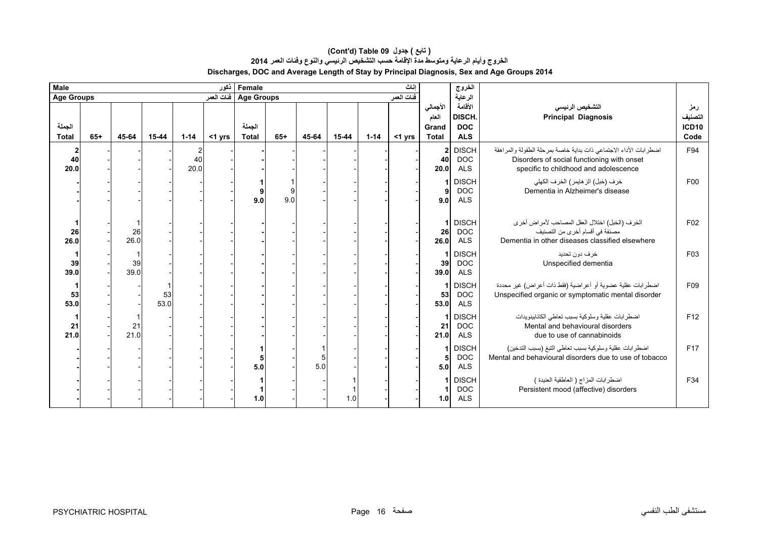# (Cont'd) Table 09 جدول ( تابع )

## الخروج وأيام الرعاية ومتوسط مدة الإقامة حسب التشخيص الرئيسي والنوع وفئات العمر 2014

## Discharges, DOC and Average Length of Stay by Principal Diagnosis, Sex and Age Groups 2014

| Male ذكور | | | | | | Female إناث | | | | | | | الخروج الرعاية الأقامة | | |
|---|---|---|---|---|---|---|---|---|---|---|---|---|---|---|---|
| Age Groups فئات العمر | | | | | | Age Groups فئات العمر | | | | | | | | | |
| الجملة Total | 65+ | 45-64 | 15-44 | 1-14 | <1 yrs | الجملة Total | 65+ | 45-64 | 15-44 | 1-14 | <1 yrs | الأجمالي العام Grand Total | DISCH. DOC ALS | التشخيص الرئيسي Principal Diagnosis | رمز التصنيف ICD10 Code |
| 2 | - | - | - | 2 | - | - | - | - | - | - | - | 2 | DISCH | اضطرابات الأداء الاجتماعي ذات بداية خاصة بمرحلة الطفولة والمراهقة Disorders of social functioning with onset specific to childhood and adolescence | F94 |
| 40 | - | - | - | 40 | - | - | - | - | - | - | - | 40 | DOC | | |
| 20.0 | - | - | - | 20.0 | - | - | - | - | - | - | - | 20.0 | ALS | | |
| - | - | - | - | - | - | 1 | 1 | - | - | - | - | 1 | DISCH | خرف (خبل) الزهايمر) الخرف الكهلي Dementia in Alzheimer's disease | F00 |
| - | - | - | - | - | - | 9 | 9 | - | - | - | - | 9 | DOC | | |
| - | - | - | - | - | - | 9.0 | 9.0 | - | - | - | - | 9.0 | ALS | | |
| 1 | - | 1 | - | - | - | - | - | - | - | - | - | 1 | DISCH | الخرف (الخبل) اختلال العقل المصاحب لأمراض أخرى مصنفة في أقسام أخرى من التصنيف Dementia in other diseases classified elsewhere | F02 |
| 26 | - | 26 | - | - | - | - | - | - | - | - | - | 26 | DOC | | |
| 26.0 | - | 26.0 | - | - | - | - | - | - | - | - | - | 26.0 | ALS | | |
| 1 | - | 1 | - | - | - | - | - | - | - | - | - | 1 | DISCH | خرف دون تحديد Unspecified dementia | F03 |
| 39 | - | 39 | - | - | - | - | - | - | - | - | - | 39 | DOC | | |
| 39.0 | - | 39.0 | - | - | - | - | - | - | - | - | - | 39.0 | ALS | | |
| 1 | - | - | 1 | - | - | - | - | - | - | - | - | 1 | DISCH | اضطرابات عقلية عضوية أو أعراضية (فقط ذات أعراض) غير محددة Unspecified organic or symptomatic mental disorder | F09 |
| 53 | - | - | 53 | - | - | - | - | - | - | - | - | 53 | DOC | | |
| 53.0 | - | - | 53.0 | - | - | - | - | - | - | - | - | 53.0 | ALS | | |
| 1 | - | 1 | - | - | - | - | - | - | - | - | - | 1 | DISCH | اضطرابات عقلية وسلوكية بسبب تعاطي الكانابينويدات Mental and behavioural disorders due to use of cannabinoids | F12 |
| 21 | - | 21 | - | - | - | - | - | - | - | - | - | 21 | DOC | | |
| 21.0 | - | 21.0 | - | - | - | - | - | - | - | - | - | 21.0 | ALS | | |
| - | - | - | - | - | - | 1 | - | 1 | - | - | - | 1 | DISCH | اضطرابات عقلية وسلوكية بسبب تعاطي التبغ (بسبب التدخين) Mental and behavioural disorders due to use of tobacco | F17 |
| - | - | - | - | - | - | 5 | - | 5 | - | - | - | 5 | DOC | | |
| - | - | - | - | - | - | 5.0 | - | 5.0 | - | - | - | 5.0 | ALS | | |
| - | - | - | - | - | - | 1 | - | - | 1 | - | - | 1 | DISCH | اضطرابات المزاج ( العاطفية العنيدة ) Persistent mood (affective) disorders | F34 |
| - | - | - | - | - | - | 1 | - | - | 1 | - | - | 1 | DOC | | |
| - | - | - | - | - | - | 1.0 | - | - | 1.0 | - | - | 1.0 | ALS | | |

PSYCHIATRIC HOSPITAL مستشفى الطب النفسي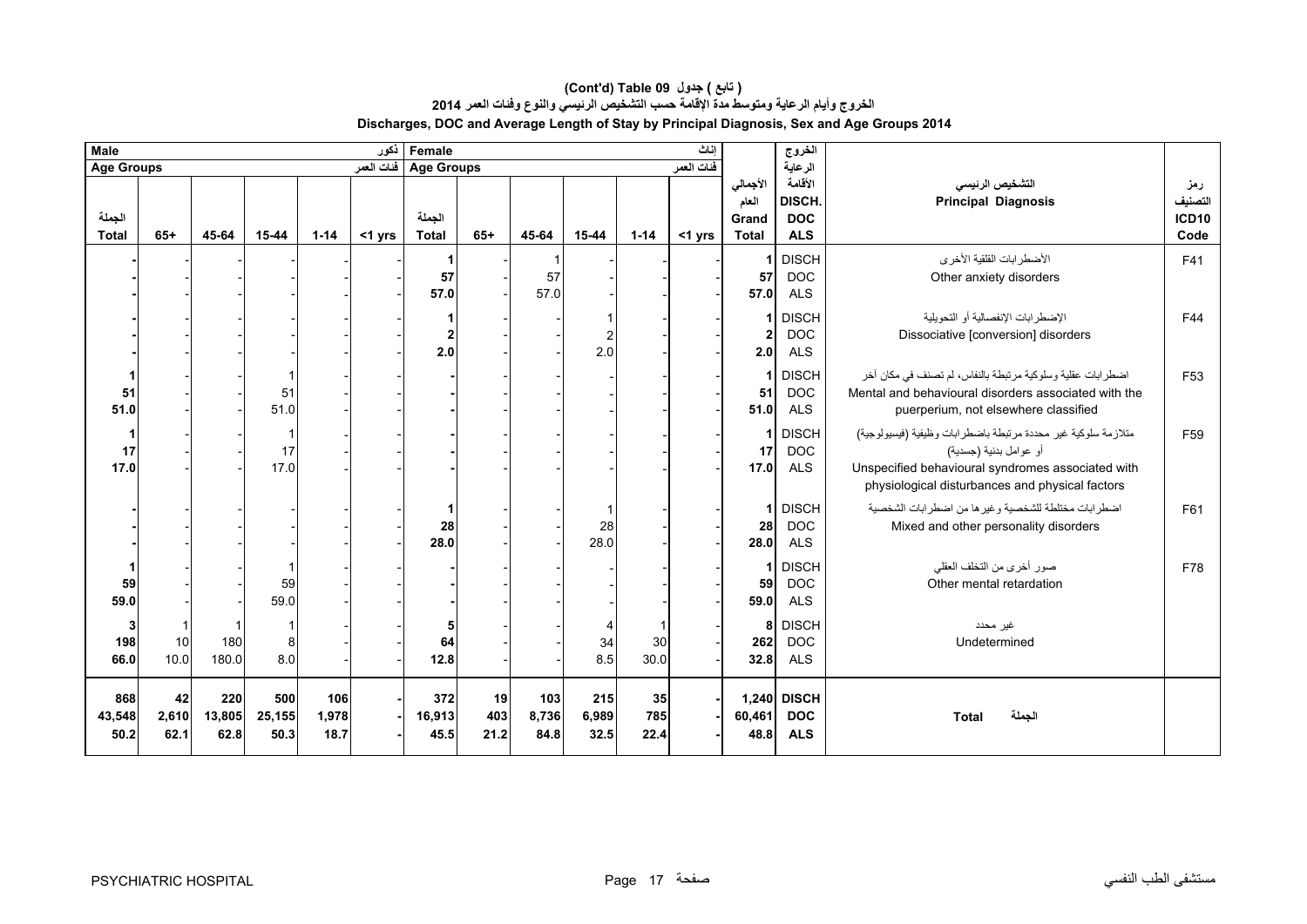## (Cont'd) Table 09 ( تابع ) جدول

## الخروج وأيام الرعاية ومتوسط مدة الإقامة حسب التشخيص الرئيسي والنوع وفئات العمر 2014

## Discharges, DOC and Average Length of Stay by Principal Diagnosis, Sex and Age Groups 2014

| Male ذكور | | | | | | Female إناث | | | | | | | الخروج | | |
|---|---|---|---|---|---|---|---|---|---|---|---|---|---|---|---|
| Age Groups فئات العمر | | | | | | Age Groups فئات العمر | | | | | | | الرعاية | | |
| الجملة Total | 65+ | 45-64 | 15-44 | 1-14 | <1 yrs | الجملة Total | 65+ | 45-64 | 15-44 | 1-14 | <1 yrs | الأجمالي العام Grand Total | الأقامة DISCH. DOC ALS | التشخيص الرئيسي Principal Diagnosis | رمز التصنيف ICD10 Code |
| - | - | - | - | - | - | 1 | - | 1 | - | - | - | 1 | DISCH | الأضطرابات القلقية الأخرى Other anxiety disorders | F41 |
| - | - | - | - | - | - | 57 | - | 57 | - | - | - | 57 | DOC | | |
| - | - | - | - | - | - | 57.0 | - | 57.0 | - | - | - | 57.0 | ALS | | |
| - | - | - | - | - | - | 1 | - | - | 1 | - | - | 1 | DISCH | الإضطرابات الإنفصالية أو التحويلية Dissociative [conversion] disorders | F44 |
| - | - | - | - | - | - | 2 | - | - | 2 | - | - | 2 | DOC | | |
| - | - | - | - | - | - | 2.0 | - | - | 2.0 | - | - | 2.0 | ALS | | |
| 1 | - | - | 1 | - | - | - | - | - | - | - | - | 1 | DISCH | اضطرابات عقلية وسلوكية مرتبطة بالنفاس، لم تصنف في مكان آخر Mental and behavioural disorders associated with the puerperium, not elsewhere classified | F53 |
| 51 | - | - | 51 | - | - | - | - | - | - | - | - | 51 | DOC | | |
| 51.0 | - | - | 51.0 | - | - | - | - | - | - | - | - | 51.0 | ALS | | |
| 1 | - | - | 1 | - | - | - | - | - | - | - | - | 1 | DISCH | متلازمة سلوكية غير محددة مرتبطة باضطرابات وظيفية (فيسيولوجية) أو عوامل بدنية (جسدية) Unspecified behavioural syndromes associated with physiological disturbances and physical factors | F59 |
| 17 | - | - | 17 | - | - | - | - | - | - | - | - | 17 | DOC | | |
| 17.0 | - | - | 17.0 | - | - | - | - | - | - | - | - | 17.0 | ALS | | |
| - | - | - | - | - | - | 1 | - | - | 1 | - | - | 1 | DISCH | اضطرابات مختلطة للشخصية وغيرها من اضطرابات الشخصية Mixed and other personality disorders | F61 |
| - | - | - | - | - | - | 28 | - | - | 28 | - | - | 28 | DOC | | |
| - | - | - | - | - | - | 28.0 | - | - | 28.0 | - | - | 28.0 | ALS | | |
| 1 | - | - | 1 | - | - | - | - | - | - | - | - | 1 | DISCH | صور أخرى من التخلف العقلي Other mental retardation | F78 |
| 59 | - | - | 59 | - | - | - | - | - | - | - | - | 59 | DOC | | |
| 59.0 | - | - | 59.0 | - | - | - | - | - | - | - | - | 59.0 | ALS | | |
| 3 | 1 | 1 | 1 | - | - | 5 | - | - | 4 | 1 | - | 8 | DISCH | غير محدد Undetermined | |
| 198 | 10 | 180 | 8 | - | - | 64 | - | - | 34 | 30 | - | 262 | DOC | | |
| 66.0 | 10.0 | 180.0 | 8.0 | - | - | 12.8 | - | - | 8.5 | 30.0 | - | 32.8 | ALS | | |
| **868** | **42** | **220** | **500** | **106** | **-** | **372** | **19** | **103** | **215** | **35** | **-** | **1,240** | **DISCH** | **Total الجملة** | |
| **43,548** | **2,610** | **13,805** | **25,155** | **1,978** | **-** | **16,913** | **403** | **8,736** | **6,989** | **785** | **-** | **60,461** | **DOC** | | |
| **50.2** | **62.1** | **62.8** | **50.3** | **18.7** | **-** | **45.5** | **21.2** | **84.8** | **32.5** | **22.4** | **-** | **48.8** | **ALS** | | |

PSYCHIATRIC HOSPITAL — مستشفى الطب النفسي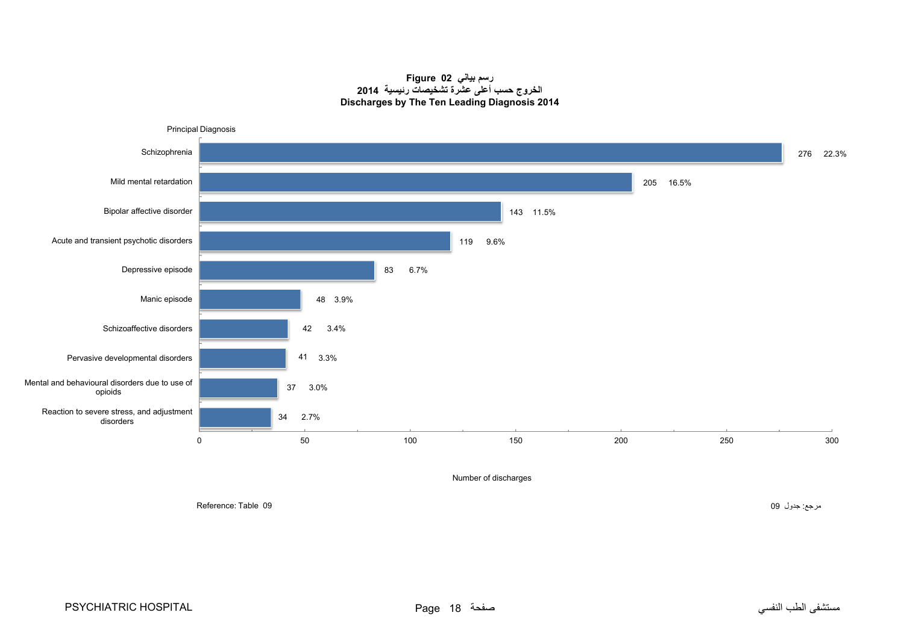**Figure 02 رسم بياني**

**الخروج حسب أعلى عشرة تشخيصات رئيسية 2014**

**Discharges by The Ten Leading Diagnosis 2014**

| Principal Diagnosis | Number of discharges | % |
|---|---|---|
| Schizophrenia | 276 | 22.3% |
| Mild mental retardation | 205 | 16.5% |
| Bipolar affective disorder | 143 | 11.5% |
| Acute and transient psychotic disorders | 119 | 9.6% |
| Depressive episode | 83 | 6.7% |
| Manic episode | 48 | 3.9% |
| Schizoaffective disorders | 42 | 3.4% |
| Pervasive developmental disorders | 41 | 3.3% |
| Mental and behavioural disorders due to use of opioids | 37 | 3.0% |
| Reaction to severe stress, and adjustment disorders | 34 | 2.7% |

Reference: Table 09

مرجع: جدول 09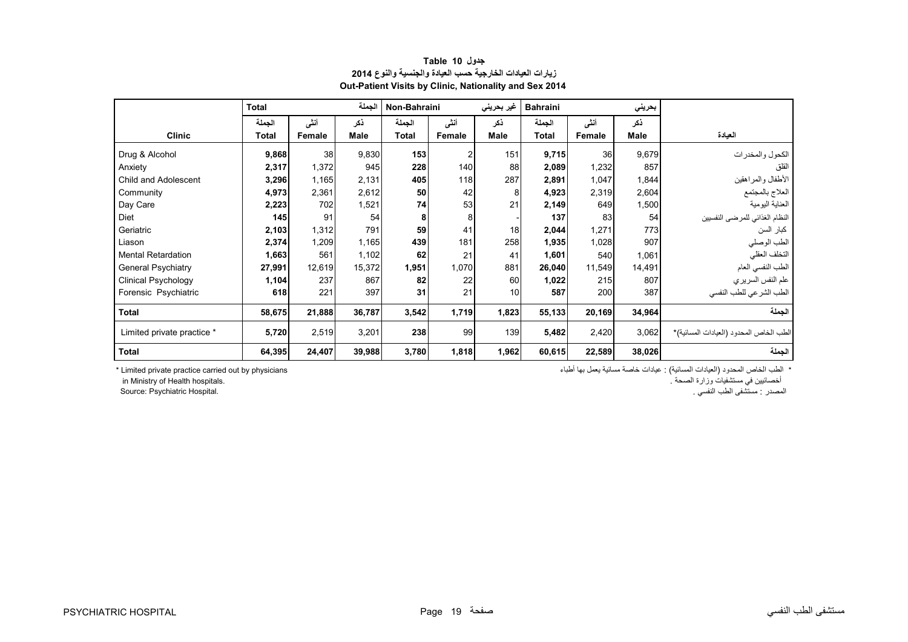**جدول 10 Table**

**زيارات العيادات الخارجية حسب العيادة والجنسية والنوع 2014**

**Out-Patient Visits by Clinic, Nationality and Sex 2014**

| | Total | | الجملة | Non-Bahraini | | غير بحريني | Bahraini | | بحريني | |
|---|---|---|---|---|---|---|---|---|---|---|
| | الجملة | أنثى | ذكر | الجملة | أنثى | ذكر | الجملة | أنثى | ذكر | |
| **Clinic** | **Total** | **Female** | **Male** | **Total** | **Female** | **Male** | **Total** | **Female** | **Male** | **العيادة** |
| Drug & Alcohol | **9,868** | 38 | 9,830 | **153** | 2 | 151 | **9,715** | 36 | 9,679 | الكحول والمخدرات |
| Anxiety | **2,317** | 1,372 | 945 | **228** | 140 | 88 | **2,089** | 1,232 | 857 | القلق |
| Child and Adolescent | **3,296** | 1,165 | 2,131 | **405** | 118 | 287 | **2,891** | 1,047 | 1,844 | الأطفال والمراهقين |
| Community | **4,973** | 2,361 | 2,612 | **50** | 42 | 8 | **4,923** | 2,319 | 2,604 | العلاج بالمجتمع |
| Day Care | **2,223** | 702 | 1,521 | **74** | 53 | 21 | **2,149** | 649 | 1,500 | العناية اليومية |
| Diet | **145** | 91 | 54 | **8** | 8 | - | **137** | 83 | 54 | النظام الغذائي للمرضى النفسيين |
| Geriatric | **2,103** | 1,312 | 791 | **59** | 41 | 18 | **2,044** | 1,271 | 773 | كبار السن |
| Liason | **2,374** | 1,209 | 1,165 | **439** | 181 | 258 | **1,935** | 1,028 | 907 | الطب الوصلي |
| Mental Retardation | **1,663** | 561 | 1,102 | **62** | 21 | 41 | **1,601** | 540 | 1,061 | التخلف العقلي |
| General Psychiatry | **27,991** | 12,619 | 15,372 | **1,951** | 1,070 | 881 | **26,040** | 11,549 | 14,491 | الطب النفسي العام |
| Clinical Psychology | **1,104** | 237 | 867 | **82** | 22 | 60 | **1,022** | 215 | 807 | علم النفس السريري |
| Forensic Psychiatric | **618** | 221 | 397 | **31** | 21 | 10 | **587** | 200 | 387 | الطب الشرعي للطب النفسي |
| **Total** | **58,675** | **21,888** | **36,787** | **3,542** | **1,719** | **1,823** | **55,133** | **20,169** | **34,964** | **الجملة** |
| Limited private practice * | **5,720** | 2,519 | 3,201 | **238** | 99 | 139 | **5,482** | 2,420 | 3,062 | الطب الخاص المحدود (العيادات المسائية)* |
| **Total** | **64,395** | **24,407** | **39,988** | **3,780** | **1,818** | **1,962** | **60,615** | **22,589** | **38,026** | **الجملة** |

\* Limited private practice carried out by physicians in Ministry of Health hospitals.

Source: Psychiatric Hospital.

\* الطب الخاص المحدود (العيادات المسائية) : عيادات خاصة مسائية يعمل بها أطباء أخصائيين في مستشفيات وزارة الصحة .

المصدر : مستشفى الطب النفسي .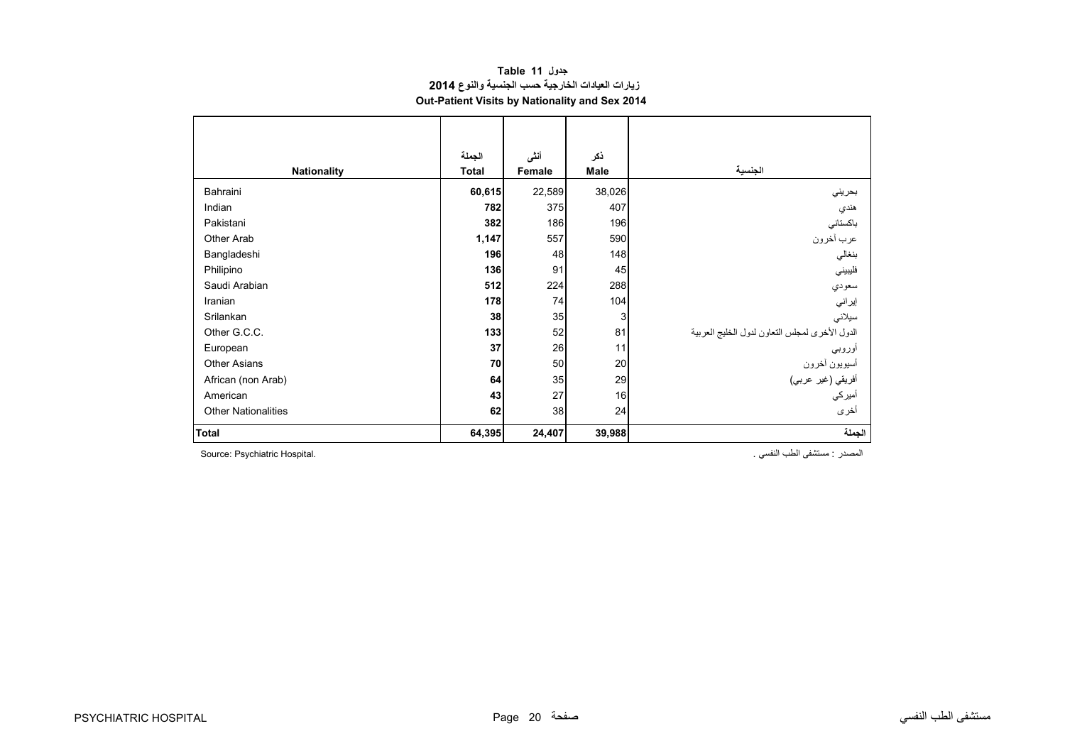**جدول Table 11**

**زيارات العيادات الخارجية حسب الجنسية والنوع 2014**

**Out-Patient Visits by Nationality and Sex 2014**

| Nationality | الجملة Total | أنثى Female | ذكر Male | الجنسية |
|---|---|---|---|---|
| Bahraini | **60,615** | 22,589 | 38,026 | بحريني |
| Indian | **782** | 375 | 407 | هندي |
| Pakistani | **382** | 186 | 196 | باكستاني |
| Other Arab | **1,147** | 557 | 590 | عرب أخرون |
| Bangladeshi | **196** | 48 | 148 | بنغالي |
| Philipino | **136** | 91 | 45 | فليبيني |
| Saudi Arabian | **512** | 224 | 288 | سعودي |
| Iranian | **178** | 74 | 104 | إيراني |
| Srilankan | **38** | 35 | 3 | سيلاني |
| Other G.C.C. | **133** | 52 | 81 | الدول الأخرى لمجلس التعاون لدول الخليج العربية |
| European | **37** | 26 | 11 | أوروبي |
| Other Asians | **70** | 50 | 20 | أسيويون أخرون |
| African (non Arab) | **64** | 35 | 29 | أفريقي (غير عربي) |
| American | **43** | 27 | 16 | أميركي |
| Other Nationalities | **62** | 38 | 24 | أخرى |
| **Total** | **64,395** | **24,407** | **39,988** | **الجملة** |

Source: Psychiatric Hospital.

المصدر : مستشفى الطب النفسي .